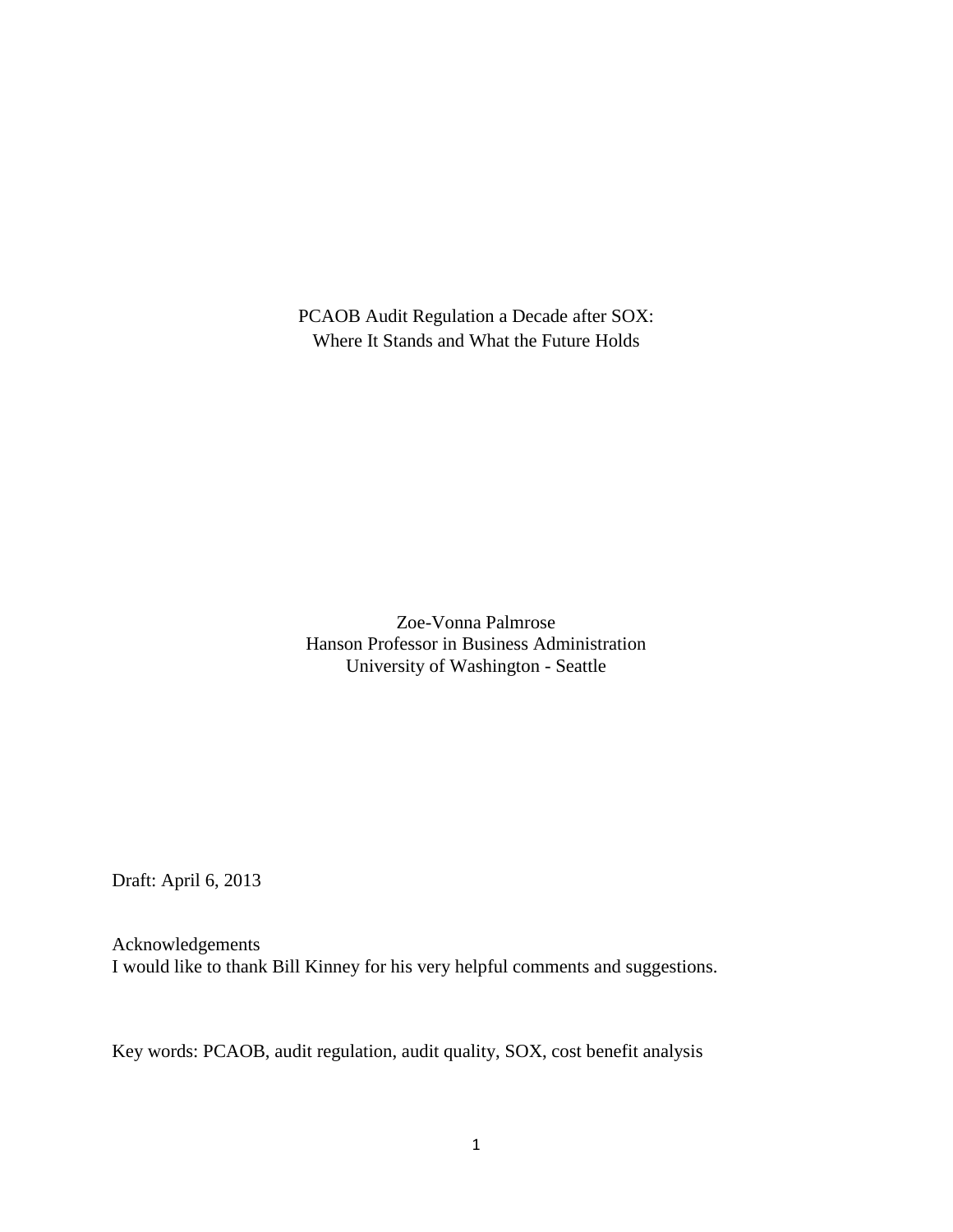# PCAOB Audit Regulation a Decade after SOX: Where It Stands and What the Future Holds

Zoe-Vonna Palmrose
Hanson Professor in Business Administration
University of Washington - Seattle

Draft: April 6, 2013

Acknowledgements
I would like to thank Bill Kinney for his very helpful comments and suggestions.

Key words: PCAOB, audit regulation, audit quality, SOX, cost benefit analysis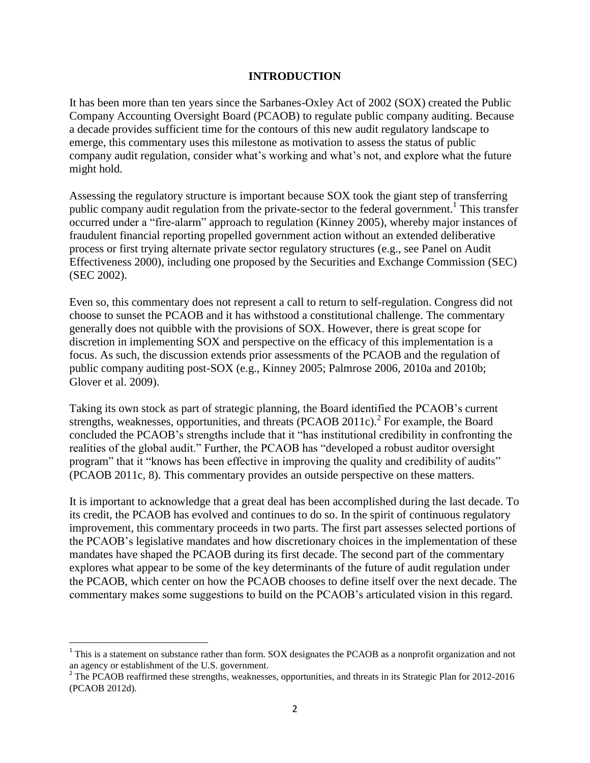# INTRODUCTION

It has been more than ten years since the Sarbanes-Oxley Act of 2002 (SOX) created the Public Company Accounting Oversight Board (PCAOB) to regulate public company auditing. Because a decade provides sufficient time for the contours of this new audit regulatory landscape to emerge, this commentary uses this milestone as motivation to assess the status of public company audit regulation, consider what's working and what's not, and explore what the future might hold.

Assessing the regulatory structure is important because SOX took the giant step of transferring public company audit regulation from the private-sector to the federal government.[1] This transfer occurred under a "fire-alarm" approach to regulation (Kinney 2005), whereby major instances of fraudulent financial reporting propelled government action without an extended deliberative process or first trying alternate private sector regulatory structures (e.g., see Panel on Audit Effectiveness 2000), including one proposed by the Securities and Exchange Commission (SEC) (SEC 2002).

Even so, this commentary does not represent a call to return to self-regulation. Congress did not choose to sunset the PCAOB and it has withstood a constitutional challenge. The commentary generally does not quibble with the provisions of SOX. However, there is great scope for discretion in implementing SOX and perspective on the efficacy of this implementation is a focus. As such, the discussion extends prior assessments of the PCAOB and the regulation of public company auditing post-SOX (e.g., Kinney 2005; Palmrose 2006, 2010a and 2010b; Glover et al. 2009).

Taking its own stock as part of strategic planning, the Board identified the PCAOB's current strengths, weaknesses, opportunities, and threats (PCAOB 2011c).[2] For example, the Board concluded the PCAOB's strengths include that it "has institutional credibility in confronting the realities of the global audit." Further, the PCAOB has "developed a robust auditor oversight program" that it "knows has been effective in improving the quality and credibility of audits" (PCAOB 2011c, 8). This commentary provides an outside perspective on these matters.

It is important to acknowledge that a great deal has been accomplished during the last decade. To its credit, the PCAOB has evolved and continues to do so. In the spirit of continuous regulatory improvement, this commentary proceeds in two parts. The first part assesses selected portions of the PCAOB's legislative mandates and how discretionary choices in the implementation of these mandates have shaped the PCAOB during its first decade. The second part of the commentary explores what appear to be some of the key determinants of the future of audit regulation under the PCAOB, which center on how the PCAOB chooses to define itself over the next decade. The commentary makes some suggestions to build on the PCAOB's articulated vision in this regard.

---

[1] This is a statement on substance rather than form. SOX designates the PCAOB as a nonprofit organization and not an agency or establishment of the U.S. government.

[2] The PCAOB reaffirmed these strengths, weaknesses, opportunities, and threats in its Strategic Plan for 2012-2016 (PCAOB 2012d).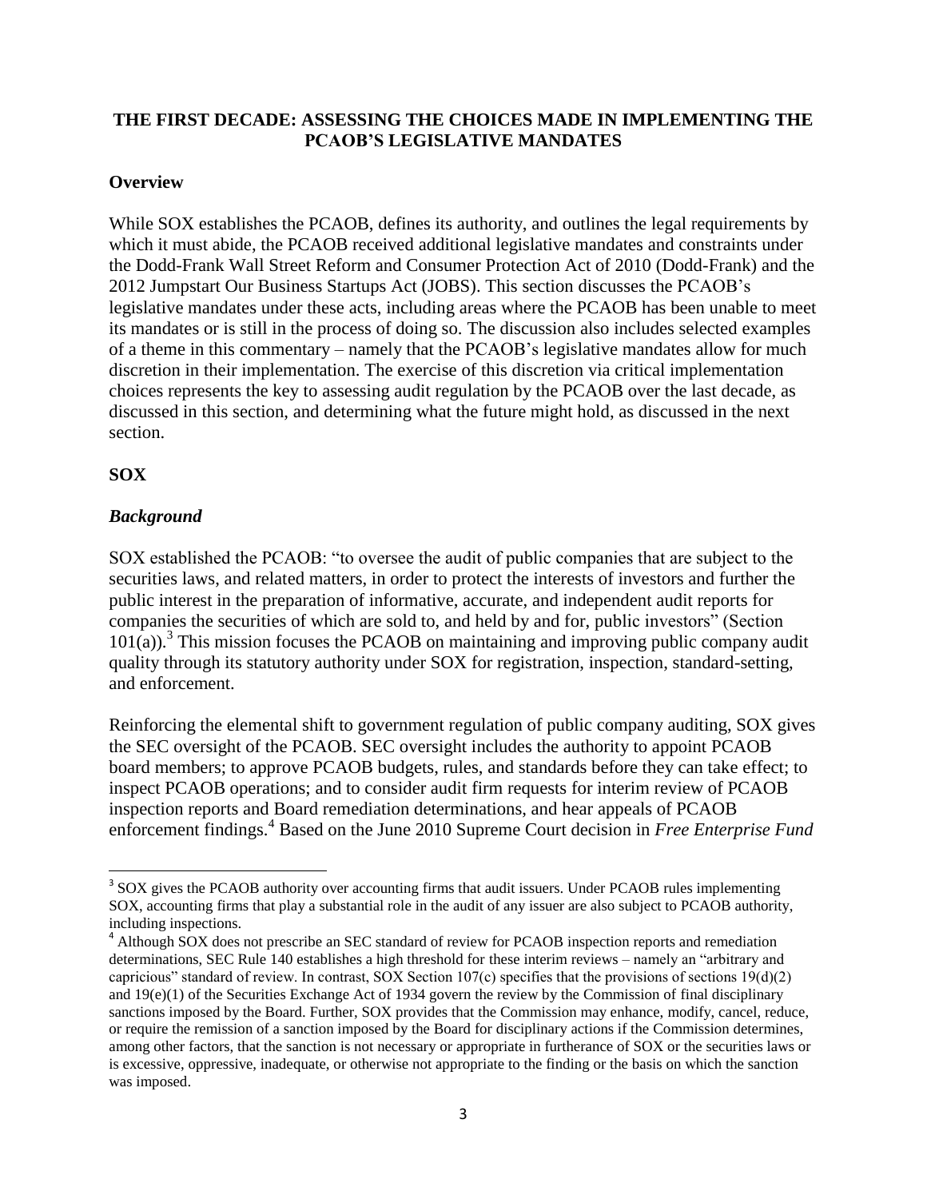## THE FIRST DECADE: ASSESSING THE CHOICES MADE IN IMPLEMENTING THE PCAOB'S LEGISLATIVE MANDATES

### Overview

While SOX establishes the PCAOB, defines its authority, and outlines the legal requirements by which it must abide, the PCAOB received additional legislative mandates and constraints under the Dodd-Frank Wall Street Reform and Consumer Protection Act of 2010 (Dodd-Frank) and the 2012 Jumpstart Our Business Startups Act (JOBS). This section discusses the PCAOB's legislative mandates under these acts, including areas where the PCAOB has been unable to meet its mandates or is still in the process of doing so. The discussion also includes selected examples of a theme in this commentary – namely that the PCAOB's legislative mandates allow for much discretion in their implementation. The exercise of this discretion via critical implementation choices represents the key to assessing audit regulation by the PCAOB over the last decade, as discussed in this section, and determining what the future might hold, as discussed in the next section.

### SOX

#### *Background*

SOX established the PCAOB: "to oversee the audit of public companies that are subject to the securities laws, and related matters, in order to protect the interests of investors and further the public interest in the preparation of informative, accurate, and independent audit reports for companies the securities of which are sold to, and held by and for, public investors" (Section 101(a)).[3] This mission focuses the PCAOB on maintaining and improving public company audit quality through its statutory authority under SOX for registration, inspection, standard-setting, and enforcement.

Reinforcing the elemental shift to government regulation of public company auditing, SOX gives the SEC oversight of the PCAOB. SEC oversight includes the authority to appoint PCAOB board members; to approve PCAOB budgets, rules, and standards before they can take effect; to inspect PCAOB operations; and to consider audit firm requests for interim review of PCAOB inspection reports and Board remediation determinations, and hear appeals of PCAOB enforcement findings.[4] Based on the June 2010 Supreme Court decision in *Free Enterprise Fund*

---

[3] SOX gives the PCAOB authority over accounting firms that audit issuers. Under PCAOB rules implementing SOX, accounting firms that play a substantial role in the audit of any issuer are also subject to PCAOB authority, including inspections.

[4] Although SOX does not prescribe an SEC standard of review for PCAOB inspection reports and remediation determinations, SEC Rule 140 establishes a high threshold for these interim reviews – namely an "arbitrary and capricious" standard of review. In contrast, SOX Section 107(c) specifies that the provisions of sections 19(d)(2) and 19(e)(1) of the Securities Exchange Act of 1934 govern the review by the Commission of final disciplinary sanctions imposed by the Board. Further, SOX provides that the Commission may enhance, modify, cancel, reduce, or require the remission of a sanction imposed by the Board for disciplinary actions if the Commission determines, among other factors, that the sanction is not necessary or appropriate in furtherance of SOX or the securities laws or is excessive, oppressive, inadequate, or otherwise not appropriate to the finding or the basis on which the sanction was imposed.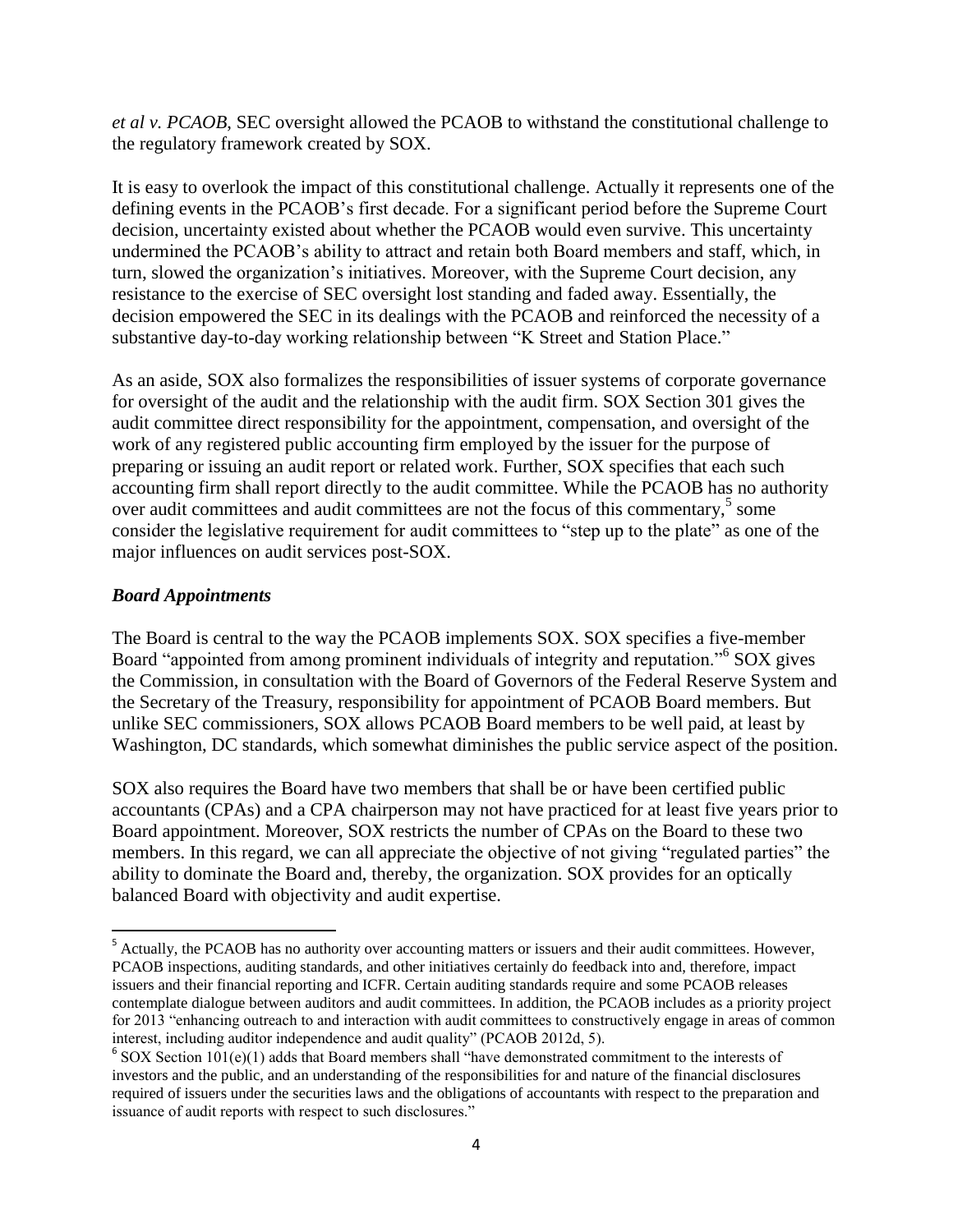*et al v. PCAOB*, SEC oversight allowed the PCAOB to withstand the constitutional challenge to the regulatory framework created by SOX.

It is easy to overlook the impact of this constitutional challenge. Actually it represents one of the defining events in the PCAOB's first decade. For a significant period before the Supreme Court decision, uncertainty existed about whether the PCAOB would even survive. This uncertainty undermined the PCAOB's ability to attract and retain both Board members and staff, which, in turn, slowed the organization's initiatives. Moreover, with the Supreme Court decision, any resistance to the exercise of SEC oversight lost standing and faded away. Essentially, the decision empowered the SEC in its dealings with the PCAOB and reinforced the necessity of a substantive day-to-day working relationship between "K Street and Station Place."

As an aside, SOX also formalizes the responsibilities of issuer systems of corporate governance for oversight of the audit and the relationship with the audit firm. SOX Section 301 gives the audit committee direct responsibility for the appointment, compensation, and oversight of the work of any registered public accounting firm employed by the issuer for the purpose of preparing or issuing an audit report or related work. Further, SOX specifies that each such accounting firm shall report directly to the audit committee. While the PCAOB has no authority over audit committees and audit committees are not the focus of this commentary,[5] some consider the legislative requirement for audit committees to "step up to the plate" as one of the major influences on audit services post-SOX.

### *Board Appointments*

The Board is central to the way the PCAOB implements SOX. SOX specifies a five-member Board "appointed from among prominent individuals of integrity and reputation."[6] SOX gives the Commission, in consultation with the Board of Governors of the Federal Reserve System and the Secretary of the Treasury, responsibility for appointment of PCAOB Board members. But unlike SEC commissioners, SOX allows PCAOB Board members to be well paid, at least by Washington, DC standards, which somewhat diminishes the public service aspect of the position.

SOX also requires the Board have two members that shall be or have been certified public accountants (CPAs) and a CPA chairperson may not have practiced for at least five years prior to Board appointment. Moreover, SOX restricts the number of CPAs on the Board to these two members. In this regard, we can all appreciate the objective of not giving "regulated parties" the ability to dominate the Board and, thereby, the organization. SOX provides for an optically balanced Board with objectivity and audit expertise.

---

[5] Actually, the PCAOB has no authority over accounting matters or issuers and their audit committees. However, PCAOB inspections, auditing standards, and other initiatives certainly do feedback into and, therefore, impact issuers and their financial reporting and ICFR. Certain auditing standards require and some PCAOB releases contemplate dialogue between auditors and audit committees. In addition, the PCAOB includes as a priority project for 2013 "enhancing outreach to and interaction with audit committees to constructively engage in areas of common interest, including auditor independence and audit quality" (PCAOB 2012d, 5).

[6] SOX Section 101(e)(1) adds that Board members shall "have demonstrated commitment to the interests of investors and the public, and an understanding of the responsibilities for and nature of the financial disclosures required of issuers under the securities laws and the obligations of accountants with respect to the preparation and issuance of audit reports with respect to such disclosures."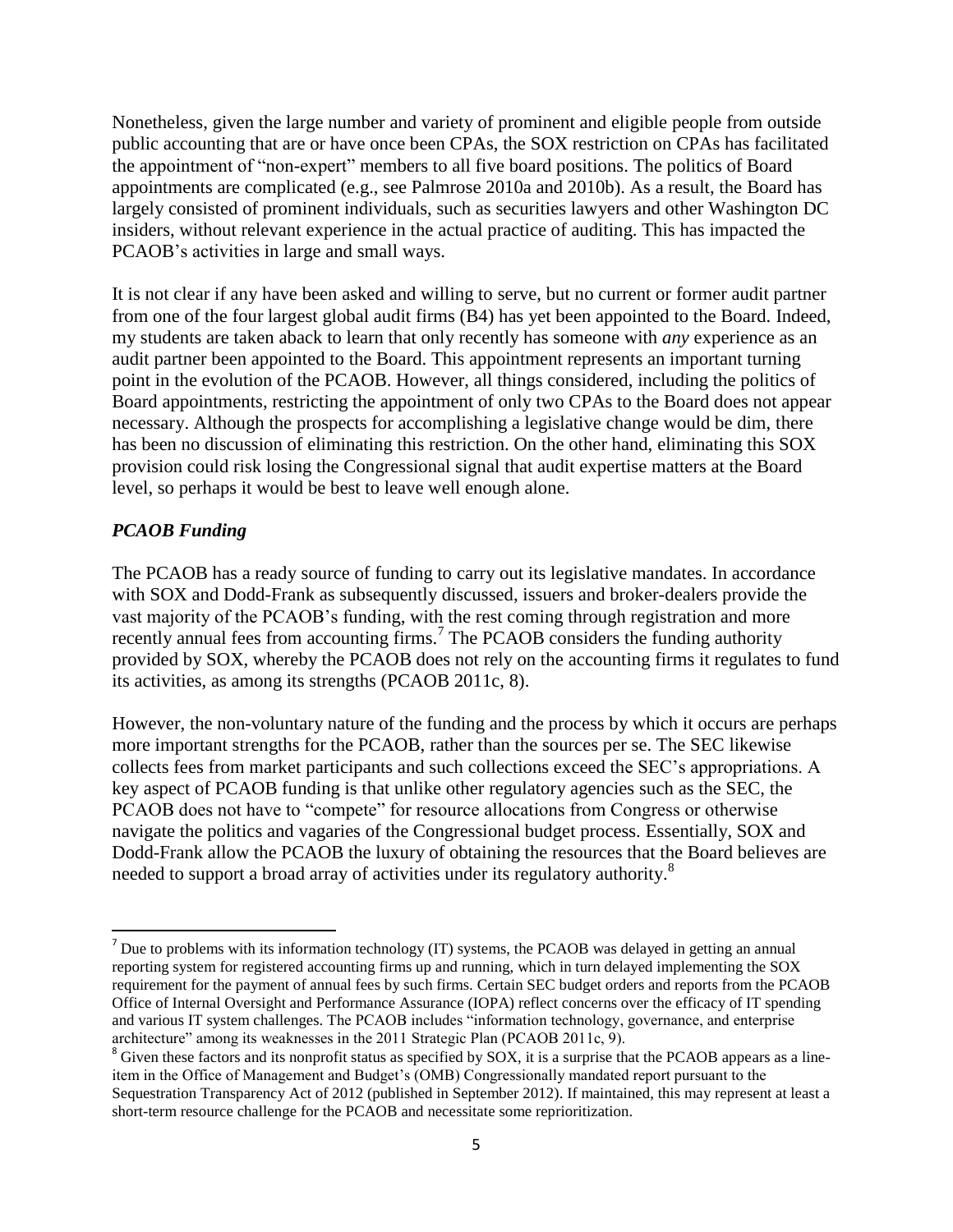Nonetheless, given the large number and variety of prominent and eligible people from outside public accounting that are or have once been CPAs, the SOX restriction on CPAs has facilitated the appointment of "non-expert" members to all five board positions. The politics of Board appointments are complicated (e.g., see Palmrose 2010a and 2010b). As a result, the Board has largely consisted of prominent individuals, such as securities lawyers and other Washington DC insiders, without relevant experience in the actual practice of auditing. This has impacted the PCAOB's activities in large and small ways.

It is not clear if any have been asked and willing to serve, but no current or former audit partner from one of the four largest global audit firms (B4) has yet been appointed to the Board. Indeed, my students are taken aback to learn that only recently has someone with *any* experience as an audit partner been appointed to the Board. This appointment represents an important turning point in the evolution of the PCAOB. However, all things considered, including the politics of Board appointments, restricting the appointment of only two CPAs to the Board does not appear necessary. Although the prospects for accomplishing a legislative change would be dim, there has been no discussion of eliminating this restriction. On the other hand, eliminating this SOX provision could risk losing the Congressional signal that audit expertise matters at the Board level, so perhaps it would be best to leave well enough alone.

### *PCAOB Funding*

The PCAOB has a ready source of funding to carry out its legislative mandates. In accordance with SOX and Dodd-Frank as subsequently discussed, issuers and broker-dealers provide the vast majority of the PCAOB's funding, with the rest coming through registration and more recently annual fees from accounting firms.[7] The PCAOB considers the funding authority provided by SOX, whereby the PCAOB does not rely on the accounting firms it regulates to fund its activities, as among its strengths (PCAOB 2011c, 8).

However, the non-voluntary nature of the funding and the process by which it occurs are perhaps more important strengths for the PCAOB, rather than the sources per se. The SEC likewise collects fees from market participants and such collections exceed the SEC's appropriations. A key aspect of PCAOB funding is that unlike other regulatory agencies such as the SEC, the PCAOB does not have to "compete" for resource allocations from Congress or otherwise navigate the politics and vagaries of the Congressional budget process. Essentially, SOX and Dodd-Frank allow the PCAOB the luxury of obtaining the resources that the Board believes are needed to support a broad array of activities under its regulatory authority.[8]

---

[7] Due to problems with its information technology (IT) systems, the PCAOB was delayed in getting an annual reporting system for registered accounting firms up and running, which in turn delayed implementing the SOX requirement for the payment of annual fees by such firms. Certain SEC budget orders and reports from the PCAOB Office of Internal Oversight and Performance Assurance (IOPA) reflect concerns over the efficacy of IT spending and various IT system challenges. The PCAOB includes "information technology, governance, and enterprise architecture" among its weaknesses in the 2011 Strategic Plan (PCAOB 2011c, 9).

[8] Given these factors and its nonprofit status as specified by SOX, it is a surprise that the PCAOB appears as a line-item in the Office of Management and Budget's (OMB) Congressionally mandated report pursuant to the Sequestration Transparency Act of 2012 (published in September 2012). If maintained, this may represent at least a short-term resource challenge for the PCAOB and necessitate some reprioritization.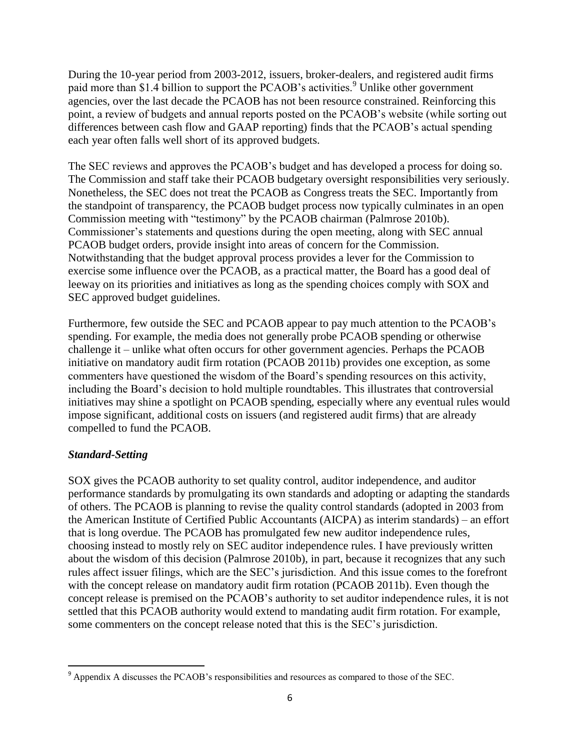During the 10-year period from 2003-2012, issuers, broker-dealers, and registered audit firms paid more than $1.4 billion to support the PCAOB's activities.[9] Unlike other government agencies, over the last decade the PCAOB has not been resource constrained. Reinforcing this point, a review of budgets and annual reports posted on the PCAOB's website (while sorting out differences between cash flow and GAAP reporting) finds that the PCAOB's actual spending each year often falls well short of its approved budgets.

The SEC reviews and approves the PCAOB's budget and has developed a process for doing so. The Commission and staff take their PCAOB budgetary oversight responsibilities very seriously. Nonetheless, the SEC does not treat the PCAOB as Congress treats the SEC. Importantly from the standpoint of transparency, the PCAOB budget process now typically culminates in an open Commission meeting with "testimony" by the PCAOB chairman (Palmrose 2010b). Commissioner's statements and questions during the open meeting, along with SEC annual PCAOB budget orders, provide insight into areas of concern for the Commission. Notwithstanding that the budget approval process provides a lever for the Commission to exercise some influence over the PCAOB, as a practical matter, the Board has a good deal of leeway on its priorities and initiatives as long as the spending choices comply with SOX and SEC approved budget guidelines.

Furthermore, few outside the SEC and PCAOB appear to pay much attention to the PCAOB's spending. For example, the media does not generally probe PCAOB spending or otherwise challenge it – unlike what often occurs for other government agencies. Perhaps the PCAOB initiative on mandatory audit firm rotation (PCAOB 2011b) provides one exception, as some commenters have questioned the wisdom of the Board's spending resources on this activity, including the Board's decision to hold multiple roundtables. This illustrates that controversial initiatives may shine a spotlight on PCAOB spending, especially where any eventual rules would impose significant, additional costs on issuers (and registered audit firms) that are already compelled to fund the PCAOB.

### *Standard-Setting*

SOX gives the PCAOB authority to set quality control, auditor independence, and auditor performance standards by promulgating its own standards and adopting or adapting the standards of others. The PCAOB is planning to revise the quality control standards (adopted in 2003 from the American Institute of Certified Public Accountants (AICPA) as interim standards) – an effort that is long overdue. The PCAOB has promulgated few new auditor independence rules, choosing instead to mostly rely on SEC auditor independence rules. I have previously written about the wisdom of this decision (Palmrose 2010b), in part, because it recognizes that any such rules affect issuer filings, which are the SEC's jurisdiction. And this issue comes to the forefront with the concept release on mandatory audit firm rotation (PCAOB 2011b). Even though the concept release is premised on the PCAOB's authority to set auditor independence rules, it is not settled that this PCAOB authority would extend to mandating audit firm rotation. For example, some commenters on the concept release noted that this is the SEC's jurisdiction.

---

[9] Appendix A discusses the PCAOB's responsibilities and resources as compared to those of the SEC.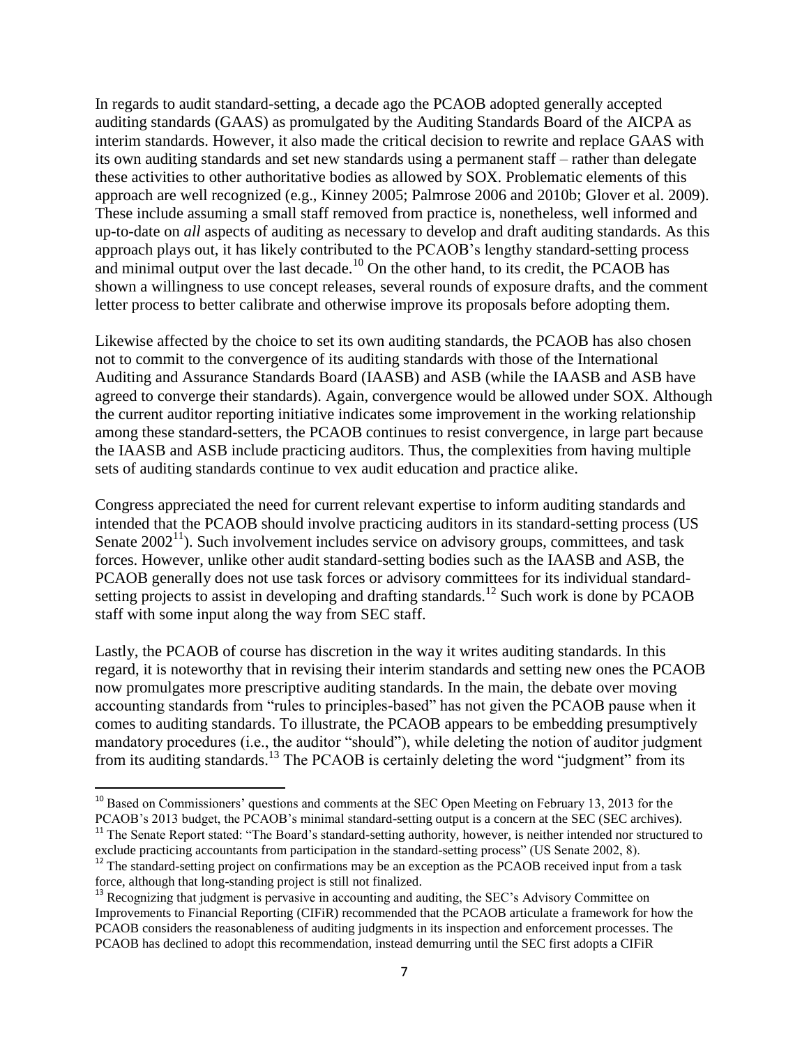In regards to audit standard-setting, a decade ago the PCAOB adopted generally accepted auditing standards (GAAS) as promulgated by the Auditing Standards Board of the AICPA as interim standards. However, it also made the critical decision to rewrite and replace GAAS with its own auditing standards and set new standards using a permanent staff – rather than delegate these activities to other authoritative bodies as allowed by SOX. Problematic elements of this approach are well recognized (e.g., Kinney 2005; Palmrose 2006 and 2010b; Glover et al. 2009). These include assuming a small staff removed from practice is, nonetheless, well informed and up-to-date on *all* aspects of auditing as necessary to develop and draft auditing standards. As this approach plays out, it has likely contributed to the PCAOB's lengthy standard-setting process and minimal output over the last decade.[10] On the other hand, to its credit, the PCAOB has shown a willingness to use concept releases, several rounds of exposure drafts, and the comment letter process to better calibrate and otherwise improve its proposals before adopting them.

Likewise affected by the choice to set its own auditing standards, the PCAOB has also chosen not to commit to the convergence of its auditing standards with those of the International Auditing and Assurance Standards Board (IAASB) and ASB (while the IAASB and ASB have agreed to converge their standards). Again, convergence would be allowed under SOX. Although the current auditor reporting initiative indicates some improvement in the working relationship among these standard-setters, the PCAOB continues to resist convergence, in large part because the IAASB and ASB include practicing auditors. Thus, the complexities from having multiple sets of auditing standards continue to vex audit education and practice alike.

Congress appreciated the need for current relevant expertise to inform auditing standards and intended that the PCAOB should involve practicing auditors in its standard-setting process (US Senate 2002[11]). Such involvement includes service on advisory groups, committees, and task forces. However, unlike other audit standard-setting bodies such as the IAASB and ASB, the PCAOB generally does not use task forces or advisory committees for its individual standard-setting projects to assist in developing and drafting standards.[12] Such work is done by PCAOB staff with some input along the way from SEC staff.

Lastly, the PCAOB of course has discretion in the way it writes auditing standards. In this regard, it is noteworthy that in revising their interim standards and setting new ones the PCAOB now promulgates more prescriptive auditing standards. In the main, the debate over moving accounting standards from "rules to principles-based" has not given the PCAOB pause when it comes to auditing standards. To illustrate, the PCAOB appears to be embedding presumptively mandatory procedures (i.e., the auditor "should"), while deleting the notion of auditor judgment from its auditing standards.[13] The PCAOB is certainly deleting the word "judgment" from its

---

[10] Based on Commissioners' questions and comments at the SEC Open Meeting on February 13, 2013 for the PCAOB's 2013 budget, the PCAOB's minimal standard-setting output is a concern at the SEC (SEC archives).

[11] The Senate Report stated: "The Board's standard-setting authority, however, is neither intended nor structured to exclude practicing accountants from participation in the standard-setting process" (US Senate 2002, 8).

[12] The standard-setting project on confirmations may be an exception as the PCAOB received input from a task force, although that long-standing project is still not finalized.

[13] Recognizing that judgment is pervasive in accounting and auditing, the SEC's Advisory Committee on Improvements to Financial Reporting (CIFiR) recommended that the PCAOB articulate a framework for how the PCAOB considers the reasonableness of auditing judgments in its inspection and enforcement processes. The PCAOB has declined to adopt this recommendation, instead demurring until the SEC first adopts a CIFiR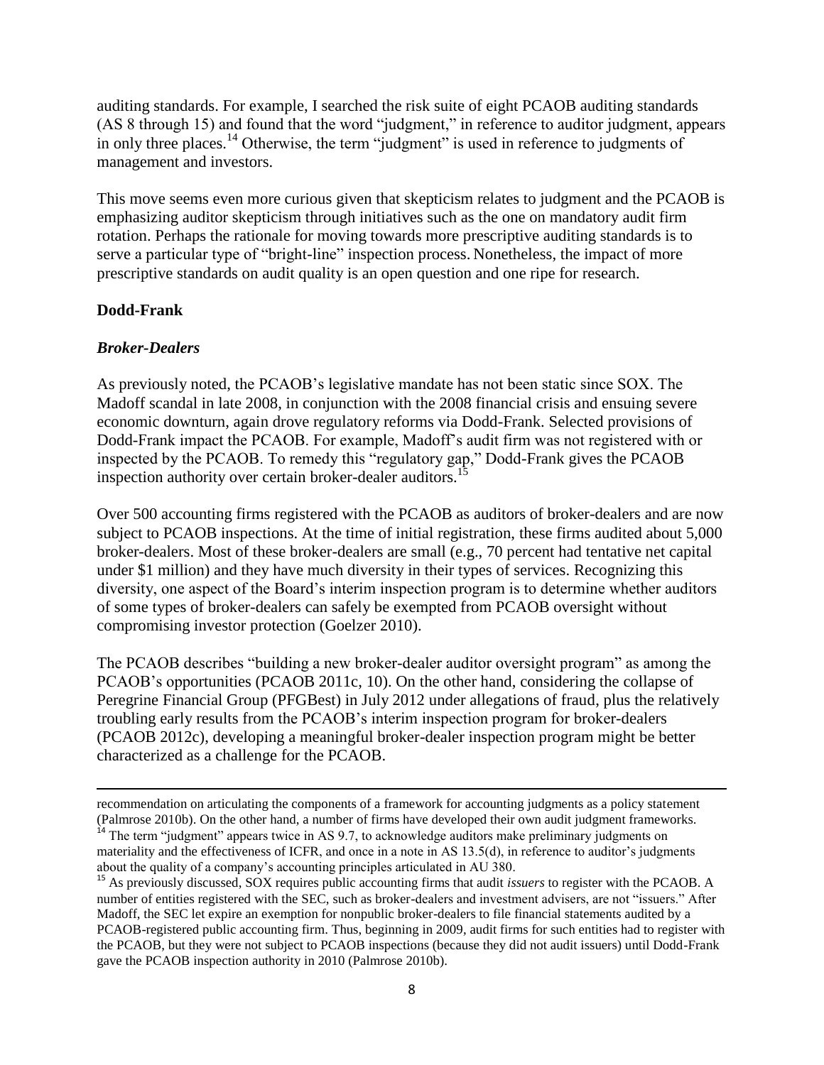auditing standards. For example, I searched the risk suite of eight PCAOB auditing standards (AS 8 through 15) and found that the word "judgment," in reference to auditor judgment, appears in only three places.[14] Otherwise, the term "judgment" is used in reference to judgments of management and investors.

This move seems even more curious given that skepticism relates to judgment and the PCAOB is emphasizing auditor skepticism through initiatives such as the one on mandatory audit firm rotation. Perhaps the rationale for moving towards more prescriptive auditing standards is to serve a particular type of "bright-line" inspection process. Nonetheless, the impact of more prescriptive standards on audit quality is an open question and one ripe for research.

**Dodd-Frank**

***Broker-Dealers***

As previously noted, the PCAOB's legislative mandate has not been static since SOX. The Madoff scandal in late 2008, in conjunction with the 2008 financial crisis and ensuing severe economic downturn, again drove regulatory reforms via Dodd-Frank. Selected provisions of Dodd-Frank impact the PCAOB. For example, Madoff's audit firm was not registered with or inspected by the PCAOB. To remedy this "regulatory gap," Dodd-Frank gives the PCAOB inspection authority over certain broker-dealer auditors.[15]

Over 500 accounting firms registered with the PCAOB as auditors of broker-dealers and are now subject to PCAOB inspections. At the time of initial registration, these firms audited about 5,000 broker-dealers. Most of these broker-dealers are small (e.g., 70 percent had tentative net capital under $1 million) and they have much diversity in their types of services. Recognizing this diversity, one aspect of the Board's interim inspection program is to determine whether auditors of some types of broker-dealers can safely be exempted from PCAOB oversight without compromising investor protection (Goelzer 2010).

The PCAOB describes "building a new broker-dealer auditor oversight program" as among the PCAOB's opportunities (PCAOB 2011c, 10). On the other hand, considering the collapse of Peregrine Financial Group (PFGBest) in July 2012 under allegations of fraud, plus the relatively troubling early results from the PCAOB's interim inspection program for broker-dealers (PCAOB 2012c), developing a meaningful broker-dealer inspection program might be better characterized as a challenge for the PCAOB.

---

recommendation on articulating the components of a framework for accounting judgments as a policy statement (Palmrose 2010b). On the other hand, a number of firms have developed their own audit judgment frameworks.

[14] The term "judgment" appears twice in AS 9.7, to acknowledge auditors make preliminary judgments on materiality and the effectiveness of ICFR, and once in a note in AS 13.5(d), in reference to auditor's judgments about the quality of a company's accounting principles articulated in AU 380.

[15] As previously discussed, SOX requires public accounting firms that audit *issuers* to register with the PCAOB. A number of entities registered with the SEC, such as broker-dealers and investment advisers, are not "issuers." After Madoff, the SEC let expire an exemption for nonpublic broker-dealers to file financial statements audited by a PCAOB-registered public accounting firm. Thus, beginning in 2009, audit firms for such entities had to register with the PCAOB, but they were not subject to PCAOB inspections (because they did not audit issuers) until Dodd-Frank gave the PCAOB inspection authority in 2010 (Palmrose 2010b).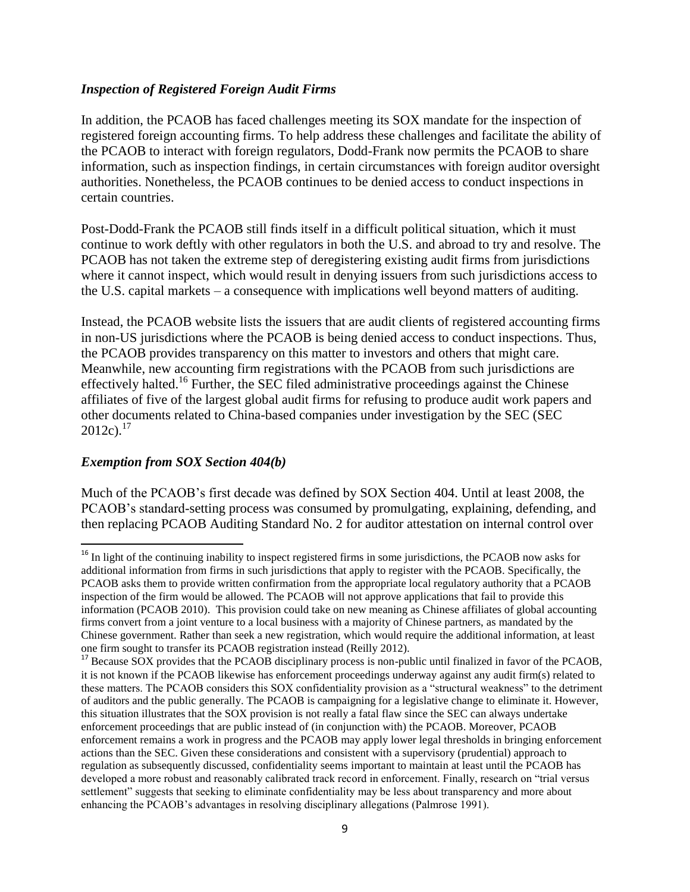### *Inspection of Registered Foreign Audit Firms*

In addition, the PCAOB has faced challenges meeting its SOX mandate for the inspection of registered foreign accounting firms. To help address these challenges and facilitate the ability of the PCAOB to interact with foreign regulators, Dodd-Frank now permits the PCAOB to share information, such as inspection findings, in certain circumstances with foreign auditor oversight authorities. Nonetheless, the PCAOB continues to be denied access to conduct inspections in certain countries.

Post-Dodd-Frank the PCAOB still finds itself in a difficult political situation, which it must continue to work deftly with other regulators in both the U.S. and abroad to try and resolve. The PCAOB has not taken the extreme step of deregistering existing audit firms from jurisdictions where it cannot inspect, which would result in denying issuers from such jurisdictions access to the U.S. capital markets – a consequence with implications well beyond matters of auditing.

Instead, the PCAOB website lists the issuers that are audit clients of registered accounting firms in non-US jurisdictions where the PCAOB is being denied access to conduct inspections. Thus, the PCAOB provides transparency on this matter to investors and others that might care. Meanwhile, new accounting firm registrations with the PCAOB from such jurisdictions are effectively halted.[16] Further, the SEC filed administrative proceedings against the Chinese affiliates of five of the largest global audit firms for refusing to produce audit work papers and other documents related to China-based companies under investigation by the SEC (SEC 2012c).[17]

### *Exemption from SOX Section 404(b)*

Much of the PCAOB's first decade was defined by SOX Section 404. Until at least 2008, the PCAOB's standard-setting process was consumed by promulgating, explaining, defending, and then replacing PCAOB Auditing Standard No. 2 for auditor attestation on internal control over

---

[16] In light of the continuing inability to inspect registered firms in some jurisdictions, the PCAOB now asks for additional information from firms in such jurisdictions that apply to register with the PCAOB. Specifically, the PCAOB asks them to provide written confirmation from the appropriate local regulatory authority that a PCAOB inspection of the firm would be allowed. The PCAOB will not approve applications that fail to provide this information (PCAOB 2010). This provision could take on new meaning as Chinese affiliates of global accounting firms convert from a joint venture to a local business with a majority of Chinese partners, as mandated by the Chinese government. Rather than seek a new registration, which would require the additional information, at least one firm sought to transfer its PCAOB registration instead (Reilly 2012).

[17] Because SOX provides that the PCAOB disciplinary process is non-public until finalized in favor of the PCAOB, it is not known if the PCAOB likewise has enforcement proceedings underway against any audit firm(s) related to these matters. The PCAOB considers this SOX confidentiality provision as a "structural weakness" to the detriment of auditors and the public generally. The PCAOB is campaigning for a legislative change to eliminate it. However, this situation illustrates that the SOX provision is not really a fatal flaw since the SEC can always undertake enforcement proceedings that are public instead of (in conjunction with) the PCAOB. Moreover, PCAOB enforcement remains a work in progress and the PCAOB may apply lower legal thresholds in bringing enforcement actions than the SEC. Given these considerations and consistent with a supervisory (prudential) approach to regulation as subsequently discussed, confidentiality seems important to maintain at least until the PCAOB has developed a more robust and reasonably calibrated track record in enforcement. Finally, research on "trial versus settlement" suggests that seeking to eliminate confidentiality may be less about transparency and more about enhancing the PCAOB's advantages in resolving disciplinary allegations (Palmrose 1991).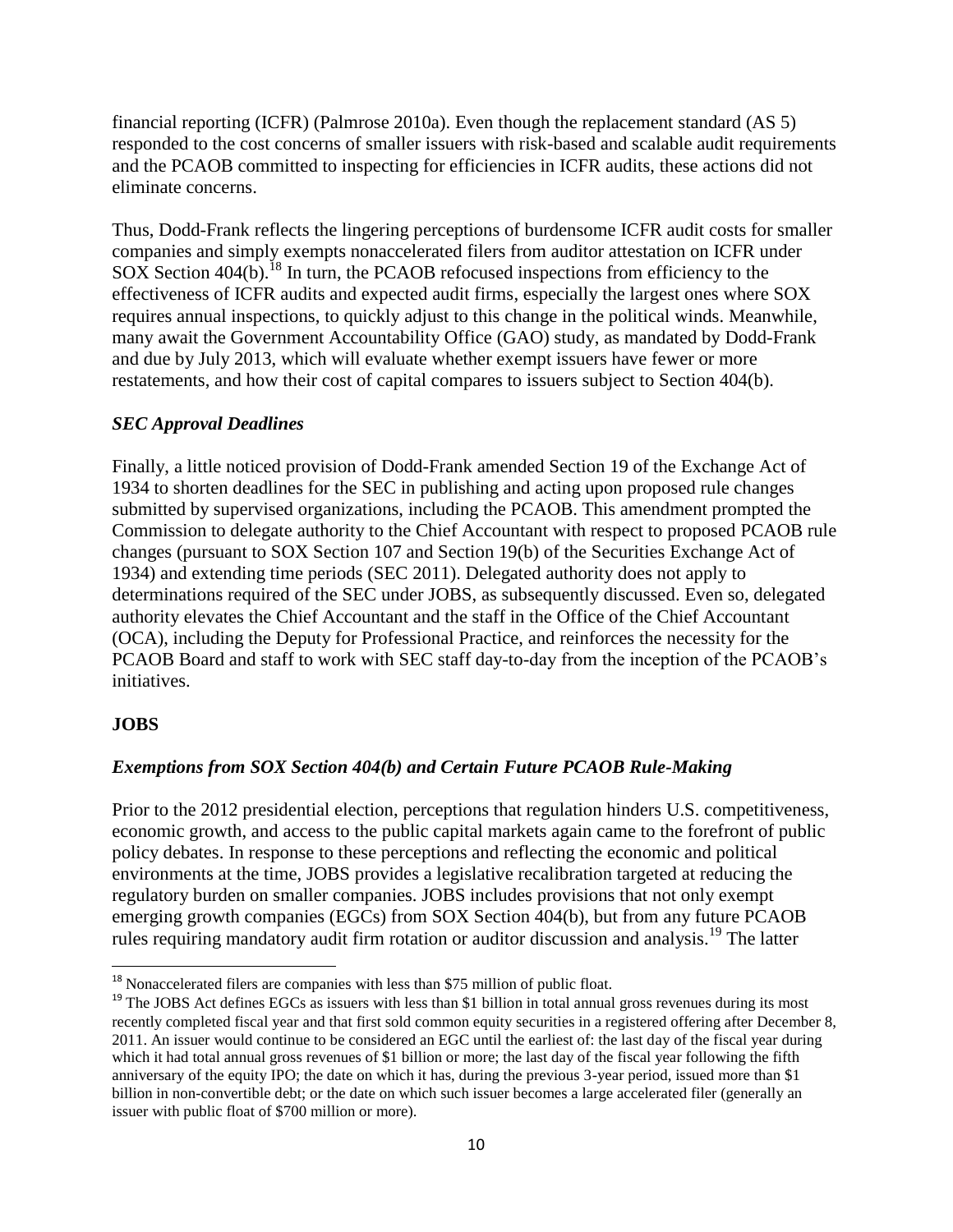financial reporting (ICFR) (Palmrose 2010a). Even though the replacement standard (AS 5) responded to the cost concerns of smaller issuers with risk-based and scalable audit requirements and the PCAOB committed to inspecting for efficiencies in ICFR audits, these actions did not eliminate concerns.

Thus, Dodd-Frank reflects the lingering perceptions of burdensome ICFR audit costs for smaller companies and simply exempts nonaccelerated filers from auditor attestation on ICFR under SOX Section 404(b).[18] In turn, the PCAOB refocused inspections from efficiency to the effectiveness of ICFR audits and expected audit firms, especially the largest ones where SOX requires annual inspections, to quickly adjust to this change in the political winds. Meanwhile, many await the Government Accountability Office (GAO) study, as mandated by Dodd-Frank and due by July 2013, which will evaluate whether exempt issuers have fewer or more restatements, and how their cost of capital compares to issuers subject to Section 404(b).

### *SEC Approval Deadlines*

Finally, a little noticed provision of Dodd-Frank amended Section 19 of the Exchange Act of 1934 to shorten deadlines for the SEC in publishing and acting upon proposed rule changes submitted by supervised organizations, including the PCAOB. This amendment prompted the Commission to delegate authority to the Chief Accountant with respect to proposed PCAOB rule changes (pursuant to SOX Section 107 and Section 19(b) of the Securities Exchange Act of 1934) and extending time periods (SEC 2011). Delegated authority does not apply to determinations required of the SEC under JOBS, as subsequently discussed. Even so, delegated authority elevates the Chief Accountant and the staff in the Office of the Chief Accountant (OCA), including the Deputy for Professional Practice, and reinforces the necessity for the PCAOB Board and staff to work with SEC staff day-to-day from the inception of the PCAOB's initiatives.

## **JOBS**

### *Exemptions from SOX Section 404(b) and Certain Future PCAOB Rule-Making*

Prior to the 2012 presidential election, perceptions that regulation hinders U.S. competitiveness, economic growth, and access to the public capital markets again came to the forefront of public policy debates. In response to these perceptions and reflecting the economic and political environments at the time, JOBS provides a legislative recalibration targeted at reducing the regulatory burden on smaller companies. JOBS includes provisions that not only exempt emerging growth companies (EGCs) from SOX Section 404(b), but from any future PCAOB rules requiring mandatory audit firm rotation or auditor discussion and analysis.[19] The latter

---

[18] Nonaccelerated filers are companies with less than $75 million of public float.

[19] The JOBS Act defines EGCs as issuers with less than $1 billion in total annual gross revenues during its most recently completed fiscal year and that first sold common equity securities in a registered offering after December 8, 2011. An issuer would continue to be considered an EGC until the earliest of: the last day of the fiscal year during which it had total annual gross revenues of $1 billion or more; the last day of the fiscal year following the fifth anniversary of the equity IPO; the date on which it has, during the previous 3-year period, issued more than $1 billion in non-convertible debt; or the date on which such issuer becomes a large accelerated filer (generally an issuer with public float of $700 million or more).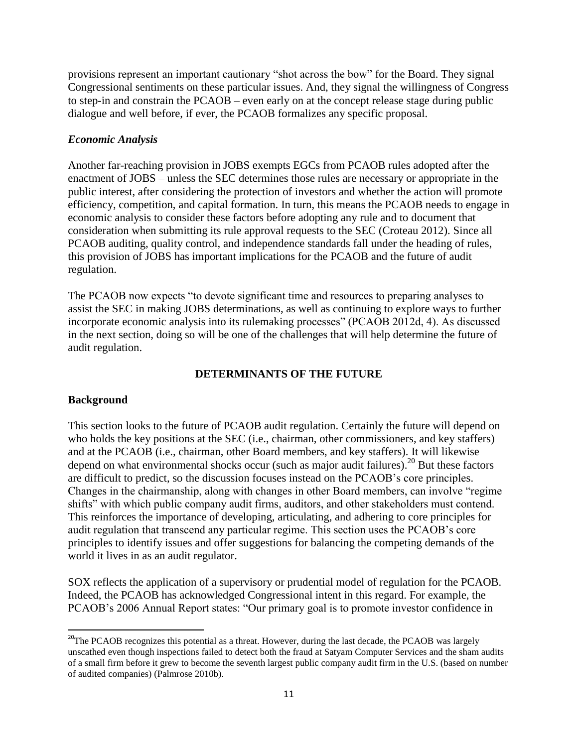provisions represent an important cautionary "shot across the bow" for the Board. They signal Congressional sentiments on these particular issues. And, they signal the willingness of Congress to step-in and constrain the PCAOB – even early on at the concept release stage during public dialogue and well before, if ever, the PCAOB formalizes any specific proposal.

### *Economic Analysis*

Another far-reaching provision in JOBS exempts EGCs from PCAOB rules adopted after the enactment of JOBS – unless the SEC determines those rules are necessary or appropriate in the public interest, after considering the protection of investors and whether the action will promote efficiency, competition, and capital formation. In turn, this means the PCAOB needs to engage in economic analysis to consider these factors before adopting any rule and to document that consideration when submitting its rule approval requests to the SEC (Croteau 2012). Since all PCAOB auditing, quality control, and independence standards fall under the heading of rules, this provision of JOBS has important implications for the PCAOB and the future of audit regulation.

The PCAOB now expects "to devote significant time and resources to preparing analyses to assist the SEC in making JOBS determinations, as well as continuing to explore ways to further incorporate economic analysis into its rulemaking processes" (PCAOB 2012d, 4). As discussed in the next section, doing so will be one of the challenges that will help determine the future of audit regulation.

## DETERMINANTS OF THE FUTURE

### Background

This section looks to the future of PCAOB audit regulation. Certainly the future will depend on who holds the key positions at the SEC (i.e., chairman, other commissioners, and key staffers) and at the PCAOB (i.e., chairman, other Board members, and key staffers). It will likewise depend on what environmental shocks occur (such as major audit failures).[20] But these factors are difficult to predict, so the discussion focuses instead on the PCAOB's core principles. Changes in the chairmanship, along with changes in other Board members, can involve "regime shifts" with which public company audit firms, auditors, and other stakeholders must contend. This reinforces the importance of developing, articulating, and adhering to core principles for audit regulation that transcend any particular regime. This section uses the PCAOB's core principles to identify issues and offer suggestions for balancing the competing demands of the world it lives in as an audit regulator.

SOX reflects the application of a supervisory or prudential model of regulation for the PCAOB. Indeed, the PCAOB has acknowledged Congressional intent in this regard. For example, the PCAOB's 2006 Annual Report states: "Our primary goal is to promote investor confidence in

---

[20] The PCAOB recognizes this potential as a threat. However, during the last decade, the PCAOB was largely unscathed even though inspections failed to detect both the fraud at Satyam Computer Services and the sham audits of a small firm before it grew to become the seventh largest public company audit firm in the U.S. (based on number of audited companies) (Palmrose 2010b).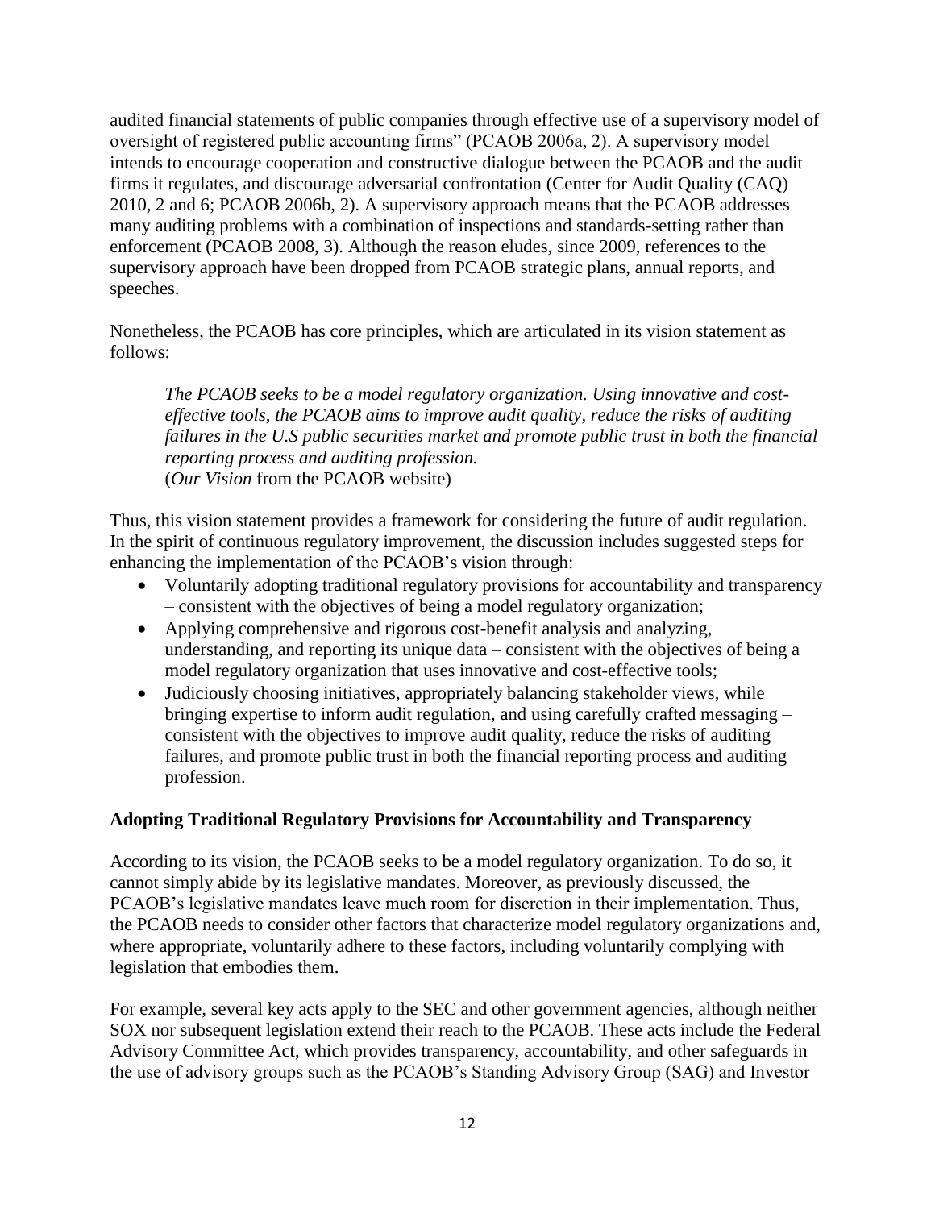audited financial statements of public companies through effective use of a supervisory model of oversight of registered public accounting firms" (PCAOB 2006a, 2). A supervisory model intends to encourage cooperation and constructive dialogue between the PCAOB and the audit firms it regulates, and discourage adversarial confrontation (Center for Audit Quality (CAQ) 2010, 2 and 6; PCAOB 2006b, 2). A supervisory approach means that the PCAOB addresses many auditing problems with a combination of inspections and standards-setting rather than enforcement (PCAOB 2008, 3). Although the reason eludes, since 2009, references to the supervisory approach have been dropped from PCAOB strategic plans, annual reports, and speeches.

Nonetheless, the PCAOB has core principles, which are articulated in its vision statement as follows:

> *The PCAOB seeks to be a model regulatory organization. Using innovative and cost-effective tools, the PCAOB aims to improve audit quality, reduce the risks of auditing failures in the U.S public securities market and promote public trust in both the financial reporting process and auditing profession.*
> (*Our Vision* from the PCAOB website)

Thus, this vision statement provides a framework for considering the future of audit regulation. In the spirit of continuous regulatory improvement, the discussion includes suggested steps for enhancing the implementation of the PCAOB's vision through:

- Voluntarily adopting traditional regulatory provisions for accountability and transparency – consistent with the objectives of being a model regulatory organization;
- Applying comprehensive and rigorous cost-benefit analysis and analyzing, understanding, and reporting its unique data – consistent with the objectives of being a model regulatory organization that uses innovative and cost-effective tools;
- Judiciously choosing initiatives, appropriately balancing stakeholder views, while bringing expertise to inform audit regulation, and using carefully crafted messaging – consistent with the objectives to improve audit quality, reduce the risks of auditing failures, and promote public trust in both the financial reporting process and auditing profession.

**Adopting Traditional Regulatory Provisions for Accountability and Transparency**

According to its vision, the PCAOB seeks to be a model regulatory organization. To do so, it cannot simply abide by its legislative mandates. Moreover, as previously discussed, the PCAOB's legislative mandates leave much room for discretion in their implementation. Thus, the PCAOB needs to consider other factors that characterize model regulatory organizations and, where appropriate, voluntarily adhere to these factors, including voluntarily complying with legislation that embodies them.

For example, several key acts apply to the SEC and other government agencies, although neither SOX nor subsequent legislation extend their reach to the PCAOB. These acts include the Federal Advisory Committee Act, which provides transparency, accountability, and other safeguards in the use of advisory groups such as the PCAOB's Standing Advisory Group (SAG) and Investor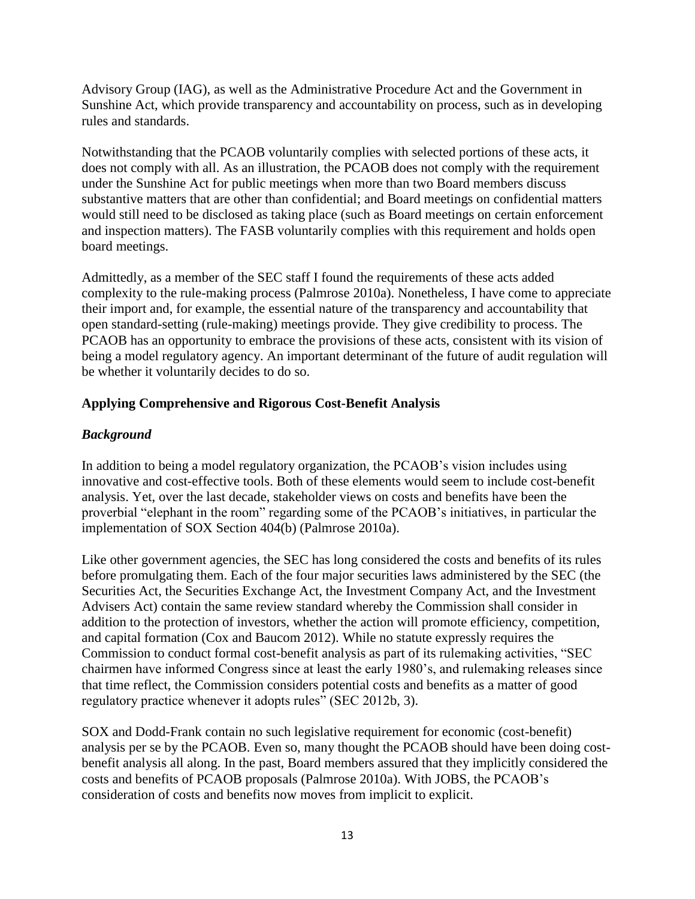Advisory Group (IAG), as well as the Administrative Procedure Act and the Government in Sunshine Act, which provide transparency and accountability on process, such as in developing rules and standards.

Notwithstanding that the PCAOB voluntarily complies with selected portions of these acts, it does not comply with all. As an illustration, the PCAOB does not comply with the requirement under the Sunshine Act for public meetings when more than two Board members discuss substantive matters that are other than confidential; and Board meetings on confidential matters would still need to be disclosed as taking place (such as Board meetings on certain enforcement and inspection matters). The FASB voluntarily complies with this requirement and holds open board meetings.

Admittedly, as a member of the SEC staff I found the requirements of these acts added complexity to the rule-making process (Palmrose 2010a). Nonetheless, I have come to appreciate their import and, for example, the essential nature of the transparency and accountability that open standard-setting (rule-making) meetings provide. They give credibility to process. The PCAOB has an opportunity to embrace the provisions of these acts, consistent with its vision of being a model regulatory agency. An important determinant of the future of audit regulation will be whether it voluntarily decides to do so.

## Applying Comprehensive and Rigorous Cost-Benefit Analysis

### *Background*

In addition to being a model regulatory organization, the PCAOB's vision includes using innovative and cost-effective tools. Both of these elements would seem to include cost-benefit analysis. Yet, over the last decade, stakeholder views on costs and benefits have been the proverbial "elephant in the room" regarding some of the PCAOB's initiatives, in particular the implementation of SOX Section 404(b) (Palmrose 2010a).

Like other government agencies, the SEC has long considered the costs and benefits of its rules before promulgating them. Each of the four major securities laws administered by the SEC (the Securities Act, the Securities Exchange Act, the Investment Company Act, and the Investment Advisers Act) contain the same review standard whereby the Commission shall consider in addition to the protection of investors, whether the action will promote efficiency, competition, and capital formation (Cox and Baucom 2012). While no statute expressly requires the Commission to conduct formal cost-benefit analysis as part of its rulemaking activities, "SEC chairmen have informed Congress since at least the early 1980's, and rulemaking releases since that time reflect, the Commission considers potential costs and benefits as a matter of good regulatory practice whenever it adopts rules" (SEC 2012b, 3).

SOX and Dodd-Frank contain no such legislative requirement for economic (cost-benefit) analysis per se by the PCAOB. Even so, many thought the PCAOB should have been doing cost-benefit analysis all along. In the past, Board members assured that they implicitly considered the costs and benefits of PCAOB proposals (Palmrose 2010a). With JOBS, the PCAOB's consideration of costs and benefits now moves from implicit to explicit.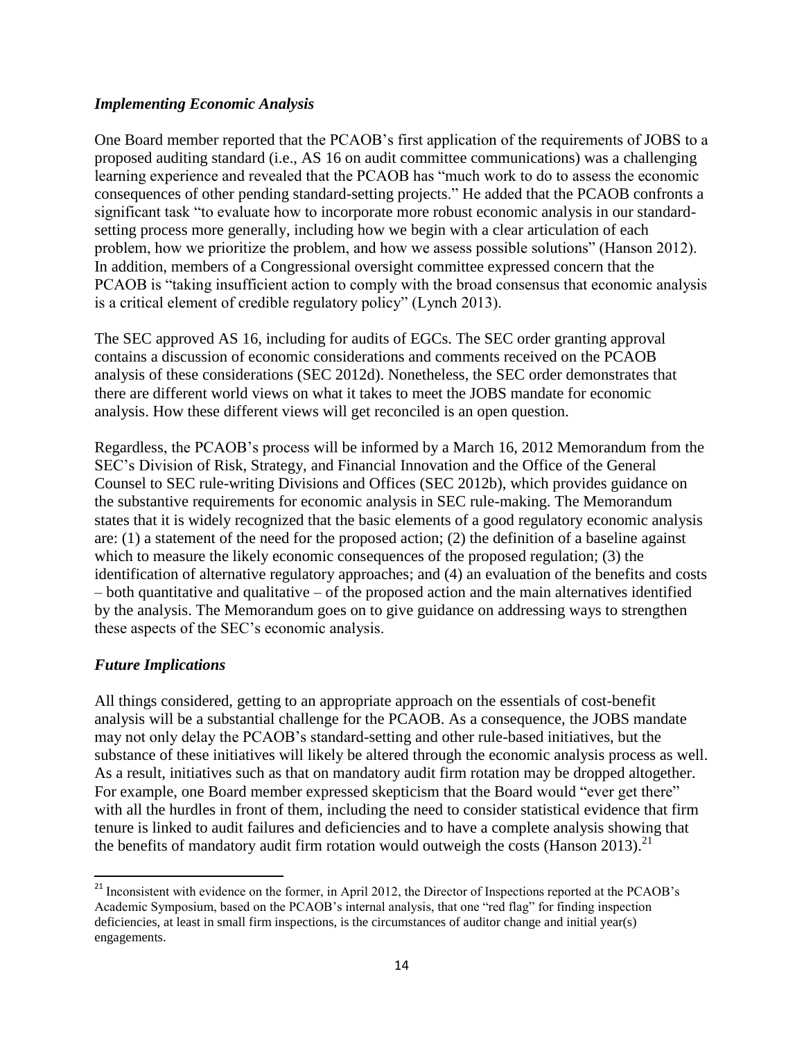### *Implementing Economic Analysis*

One Board member reported that the PCAOB's first application of the requirements of JOBS to a proposed auditing standard (i.e., AS 16 on audit committee communications) was a challenging learning experience and revealed that the PCAOB has "much work to do to assess the economic consequences of other pending standard-setting projects." He added that the PCAOB confronts a significant task "to evaluate how to incorporate more robust economic analysis in our standard-setting process more generally, including how we begin with a clear articulation of each problem, how we prioritize the problem, and how we assess possible solutions" (Hanson 2012). In addition, members of a Congressional oversight committee expressed concern that the PCAOB is "taking insufficient action to comply with the broad consensus that economic analysis is a critical element of credible regulatory policy" (Lynch 2013).

The SEC approved AS 16, including for audits of EGCs. The SEC order granting approval contains a discussion of economic considerations and comments received on the PCAOB analysis of these considerations (SEC 2012d). Nonetheless, the SEC order demonstrates that there are different world views on what it takes to meet the JOBS mandate for economic analysis. How these different views will get reconciled is an open question.

Regardless, the PCAOB's process will be informed by a March 16, 2012 Memorandum from the SEC's Division of Risk, Strategy, and Financial Innovation and the Office of the General Counsel to SEC rule-writing Divisions and Offices (SEC 2012b), which provides guidance on the substantive requirements for economic analysis in SEC rule-making. The Memorandum states that it is widely recognized that the basic elements of a good regulatory economic analysis are: (1) a statement of the need for the proposed action; (2) the definition of a baseline against which to measure the likely economic consequences of the proposed regulation; (3) the identification of alternative regulatory approaches; and (4) an evaluation of the benefits and costs – both quantitative and qualitative – of the proposed action and the main alternatives identified by the analysis. The Memorandum goes on to give guidance on addressing ways to strengthen these aspects of the SEC's economic analysis.

### *Future Implications*

All things considered, getting to an appropriate approach on the essentials of cost-benefit analysis will be a substantial challenge for the PCAOB. As a consequence, the JOBS mandate may not only delay the PCAOB's standard-setting and other rule-based initiatives, but the substance of these initiatives will likely be altered through the economic analysis process as well. As a result, initiatives such as that on mandatory audit firm rotation may be dropped altogether. For example, one Board member expressed skepticism that the Board would "ever get there" with all the hurdles in front of them, including the need to consider statistical evidence that firm tenure is linked to audit failures and deficiencies and to have a complete analysis showing that the benefits of mandatory audit firm rotation would outweigh the costs (Hanson 2013).[21]

---

[21] Inconsistent with evidence on the former, in April 2012, the Director of Inspections reported at the PCAOB's Academic Symposium, based on the PCAOB's internal analysis, that one "red flag" for finding inspection deficiencies, at least in small firm inspections, is the circumstances of auditor change and initial year(s) engagements.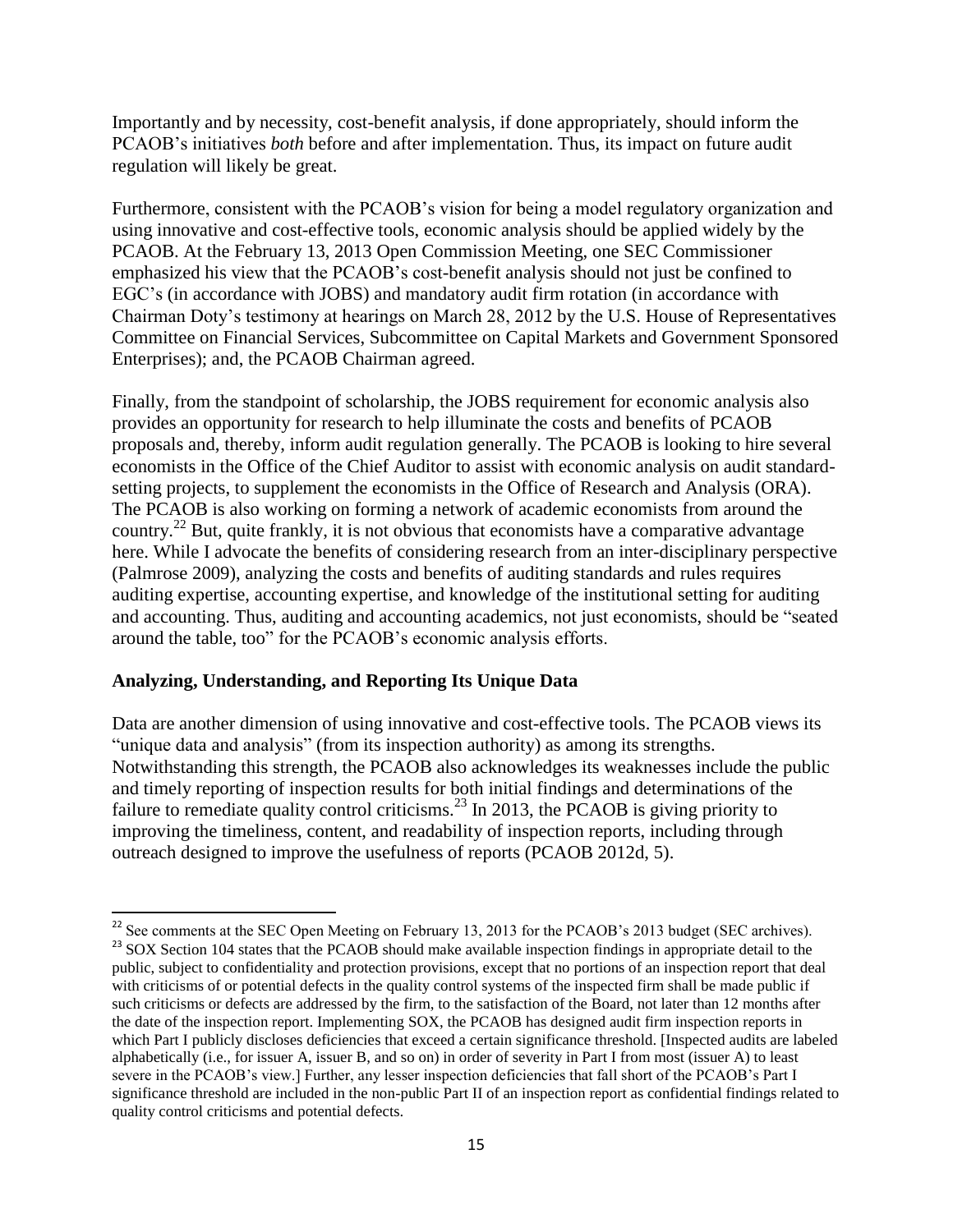Importantly and by necessity, cost-benefit analysis, if done appropriately, should inform the PCAOB's initiatives *both* before and after implementation. Thus, its impact on future audit regulation will likely be great.

Furthermore, consistent with the PCAOB's vision for being a model regulatory organization and using innovative and cost-effective tools, economic analysis should be applied widely by the PCAOB. At the February 13, 2013 Open Commission Meeting, one SEC Commissioner emphasized his view that the PCAOB's cost-benefit analysis should not just be confined to EGC's (in accordance with JOBS) and mandatory audit firm rotation (in accordance with Chairman Doty's testimony at hearings on March 28, 2012 by the U.S. House of Representatives Committee on Financial Services, Subcommittee on Capital Markets and Government Sponsored Enterprises); and, the PCAOB Chairman agreed.

Finally, from the standpoint of scholarship, the JOBS requirement for economic analysis also provides an opportunity for research to help illuminate the costs and benefits of PCAOB proposals and, thereby, inform audit regulation generally. The PCAOB is looking to hire several economists in the Office of the Chief Auditor to assist with economic analysis on audit standard-setting projects, to supplement the economists in the Office of Research and Analysis (ORA). The PCAOB is also working on forming a network of academic economists from around the country.[22] But, quite frankly, it is not obvious that economists have a comparative advantage here. While I advocate the benefits of considering research from an inter-disciplinary perspective (Palmrose 2009), analyzing the costs and benefits of auditing standards and rules requires auditing expertise, accounting expertise, and knowledge of the institutional setting for auditing and accounting. Thus, auditing and accounting academics, not just economists, should be "seated around the table, too" for the PCAOB's economic analysis efforts.

**Analyzing, Understanding, and Reporting Its Unique Data**

Data are another dimension of using innovative and cost-effective tools. The PCAOB views its "unique data and analysis" (from its inspection authority) as among its strengths. Notwithstanding this strength, the PCAOB also acknowledges its weaknesses include the public and timely reporting of inspection results for both initial findings and determinations of the failure to remediate quality control criticisms.[23] In 2013, the PCAOB is giving priority to improving the timeliness, content, and readability of inspection reports, including through outreach designed to improve the usefulness of reports (PCAOB 2012d, 5).

---

[22] See comments at the SEC Open Meeting on February 13, 2013 for the PCAOB's 2013 budget (SEC archives).

[23] SOX Section 104 states that the PCAOB should make available inspection findings in appropriate detail to the public, subject to confidentiality and protection provisions, except that no portions of an inspection report that deal with criticisms of or potential defects in the quality control systems of the inspected firm shall be made public if such criticisms or defects are addressed by the firm, to the satisfaction of the Board, not later than 12 months after the date of the inspection report. Implementing SOX, the PCAOB has designed audit firm inspection reports in which Part I publicly discloses deficiencies that exceed a certain significance threshold. [Inspected audits are labeled alphabetically (i.e., for issuer A, issuer B, and so on) in order of severity in Part I from most (issuer A) to least severe in the PCAOB's view.] Further, any lesser inspection deficiencies that fall short of the PCAOB's Part I significance threshold are included in the non-public Part II of an inspection report as confidential findings related to quality control criticisms and potential defects.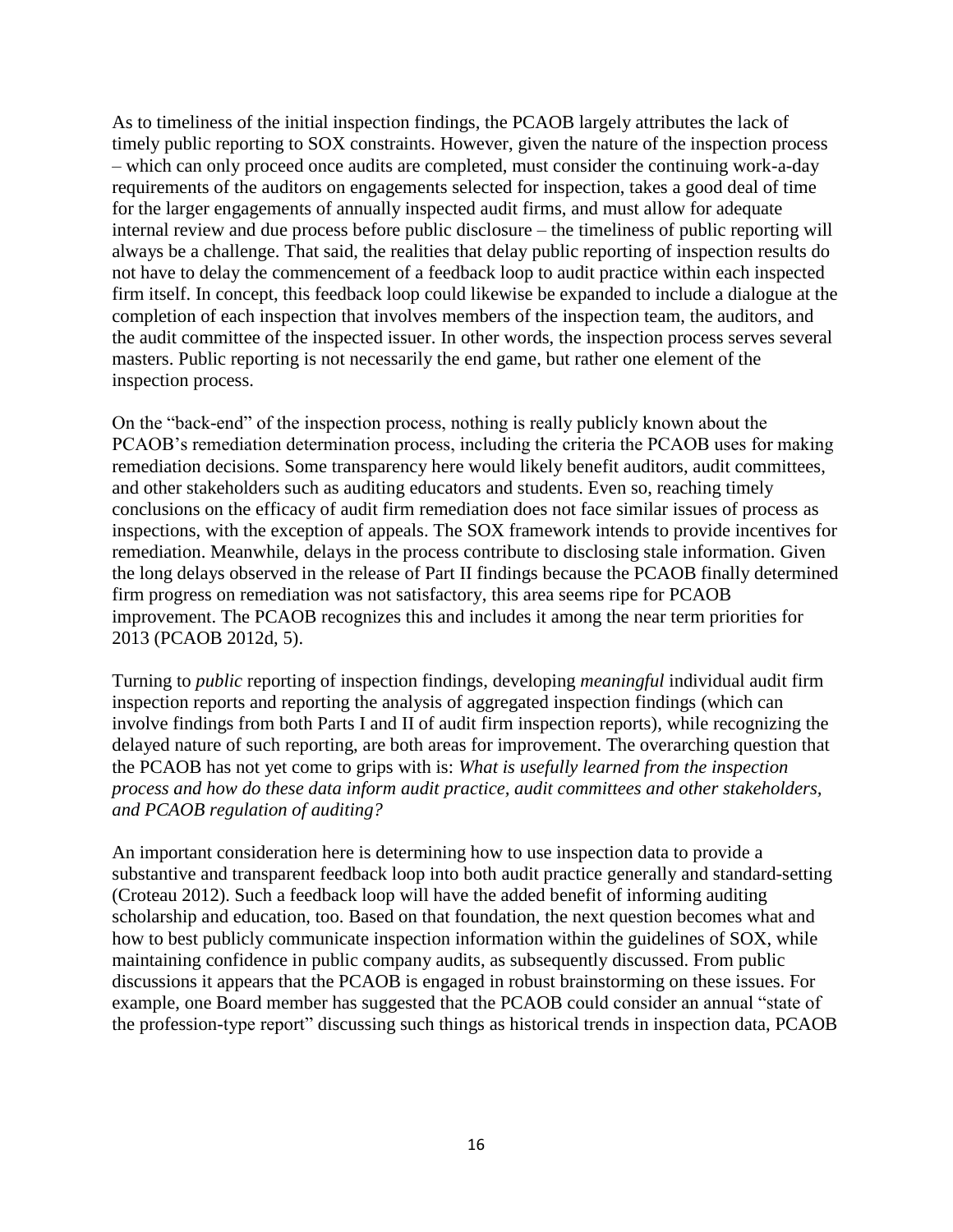As to timeliness of the initial inspection findings, the PCAOB largely attributes the lack of timely public reporting to SOX constraints. However, given the nature of the inspection process – which can only proceed once audits are completed, must consider the continuing work-a-day requirements of the auditors on engagements selected for inspection, takes a good deal of time for the larger engagements of annually inspected audit firms, and must allow for adequate internal review and due process before public disclosure – the timeliness of public reporting will always be a challenge. That said, the realities that delay public reporting of inspection results do not have to delay the commencement of a feedback loop to audit practice within each inspected firm itself. In concept, this feedback loop could likewise be expanded to include a dialogue at the completion of each inspection that involves members of the inspection team, the auditors, and the audit committee of the inspected issuer. In other words, the inspection process serves several masters. Public reporting is not necessarily the end game, but rather one element of the inspection process.

On the "back-end" of the inspection process, nothing is really publicly known about the PCAOB's remediation determination process, including the criteria the PCAOB uses for making remediation decisions. Some transparency here would likely benefit auditors, audit committees, and other stakeholders such as auditing educators and students. Even so, reaching timely conclusions on the efficacy of audit firm remediation does not face similar issues of process as inspections, with the exception of appeals. The SOX framework intends to provide incentives for remediation. Meanwhile, delays in the process contribute to disclosing stale information. Given the long delays observed in the release of Part II findings because the PCAOB finally determined firm progress on remediation was not satisfactory, this area seems ripe for PCAOB improvement. The PCAOB recognizes this and includes it among the near term priorities for 2013 (PCAOB 2012d, 5).

Turning to *public* reporting of inspection findings, developing *meaningful* individual audit firm inspection reports and reporting the analysis of aggregated inspection findings (which can involve findings from both Parts I and II of audit firm inspection reports), while recognizing the delayed nature of such reporting, are both areas for improvement. The overarching question that the PCAOB has not yet come to grips with is: *What is usefully learned from the inspection process and how do these data inform audit practice, audit committees and other stakeholders, and PCAOB regulation of auditing?*

An important consideration here is determining how to use inspection data to provide a substantive and transparent feedback loop into both audit practice generally and standard-setting (Croteau 2012). Such a feedback loop will have the added benefit of informing auditing scholarship and education, too. Based on that foundation, the next question becomes what and how to best publicly communicate inspection information within the guidelines of SOX, while maintaining confidence in public company audits, as subsequently discussed. From public discussions it appears that the PCAOB is engaged in robust brainstorming on these issues. For example, one Board member has suggested that the PCAOB could consider an annual "state of the profession-type report" discussing such things as historical trends in inspection data, PCAOB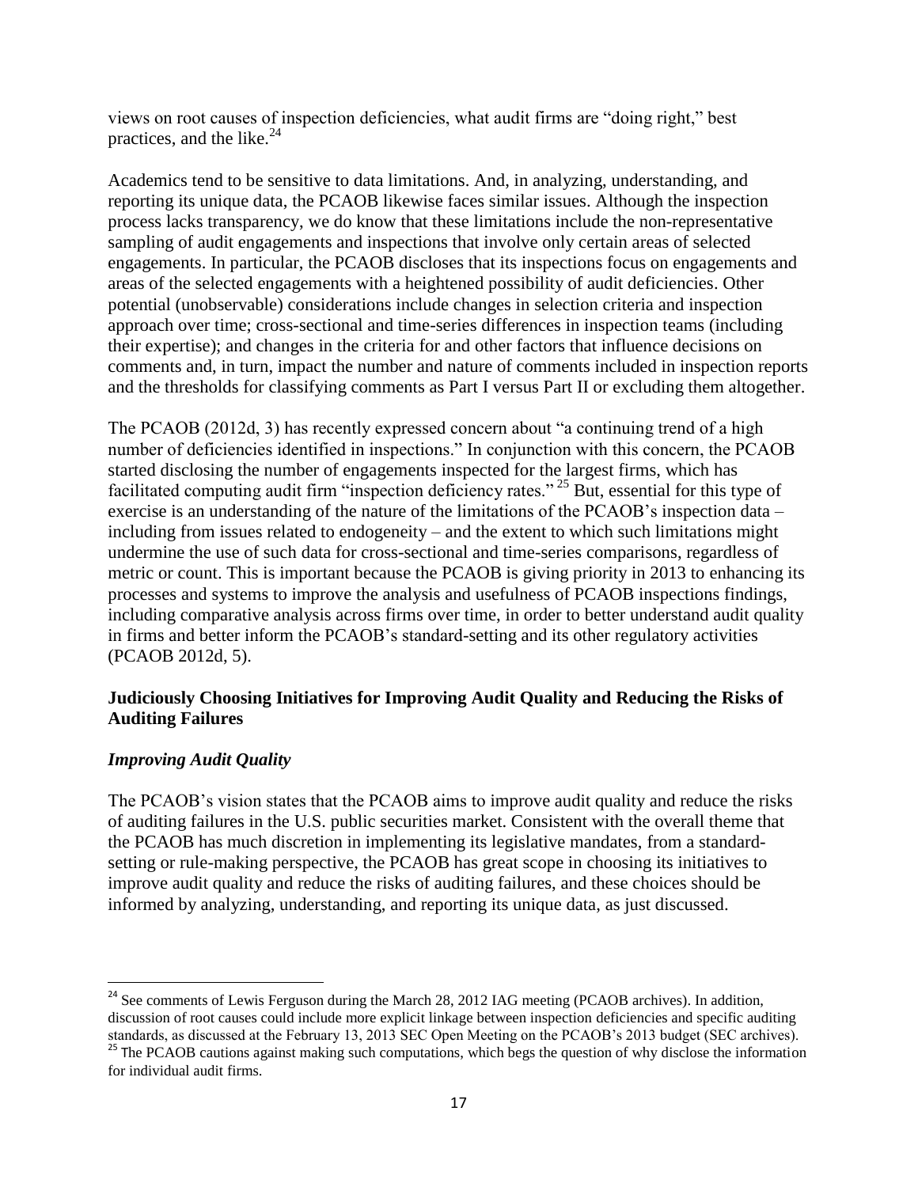views on root causes of inspection deficiencies, what audit firms are "doing right," best practices, and the like.[24]

Academics tend to be sensitive to data limitations. And, in analyzing, understanding, and reporting its unique data, the PCAOB likewise faces similar issues. Although the inspection process lacks transparency, we do know that these limitations include the non-representative sampling of audit engagements and inspections that involve only certain areas of selected engagements. In particular, the PCAOB discloses that its inspections focus on engagements and areas of the selected engagements with a heightened possibility of audit deficiencies. Other potential (unobservable) considerations include changes in selection criteria and inspection approach over time; cross-sectional and time-series differences in inspection teams (including their expertise); and changes in the criteria for and other factors that influence decisions on comments and, in turn, impact the number and nature of comments included in inspection reports and the thresholds for classifying comments as Part I versus Part II or excluding them altogether.

The PCAOB (2012d, 3) has recently expressed concern about "a continuing trend of a high number of deficiencies identified in inspections." In conjunction with this concern, the PCAOB started disclosing the number of engagements inspected for the largest firms, which has facilitated computing audit firm "inspection deficiency rates."[25] But, essential for this type of exercise is an understanding of the nature of the limitations of the PCAOB's inspection data – including from issues related to endogeneity – and the extent to which such limitations might undermine the use of such data for cross-sectional and time-series comparisons, regardless of metric or count. This is important because the PCAOB is giving priority in 2013 to enhancing its processes and systems to improve the analysis and usefulness of PCAOB inspections findings, including comparative analysis across firms over time, in order to better understand audit quality in firms and better inform the PCAOB's standard-setting and its other regulatory activities (PCAOB 2012d, 5).

## Judiciously Choosing Initiatives for Improving Audit Quality and Reducing the Risks of Auditing Failures

### *Improving Audit Quality*

The PCAOB's vision states that the PCAOB aims to improve audit quality and reduce the risks of auditing failures in the U.S. public securities market. Consistent with the overall theme that the PCAOB has much discretion in implementing its legislative mandates, from a standard-setting or rule-making perspective, the PCAOB has great scope in choosing its initiatives to improve audit quality and reduce the risks of auditing failures, and these choices should be informed by analyzing, understanding, and reporting its unique data, as just discussed.

---

[24] See comments of Lewis Ferguson during the March 28, 2012 IAG meeting (PCAOB archives). In addition, discussion of root causes could include more explicit linkage between inspection deficiencies and specific auditing standards, as discussed at the February 13, 2013 SEC Open Meeting on the PCAOB's 2013 budget (SEC archives).

[25] The PCAOB cautions against making such computations, which begs the question of why disclose the information for individual audit firms.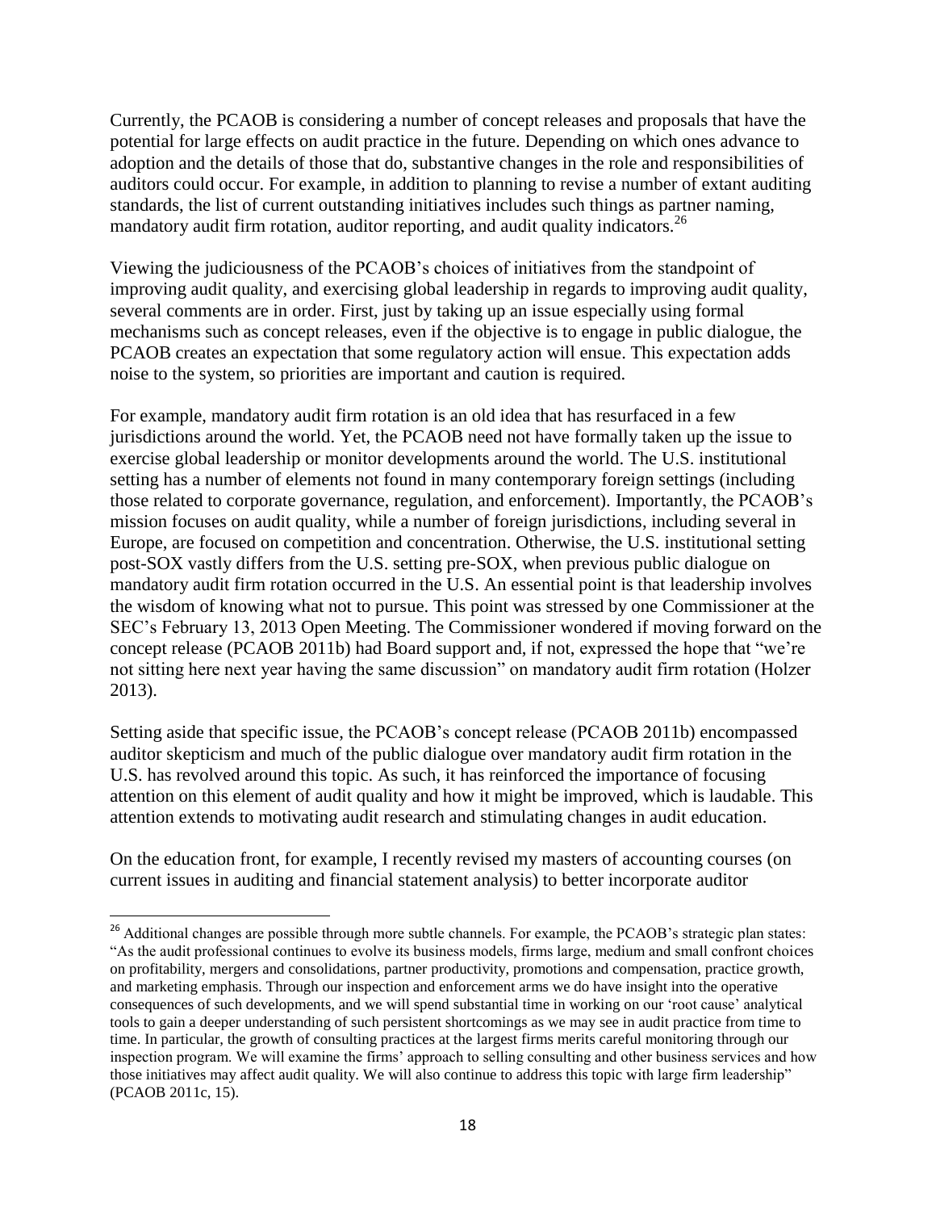Currently, the PCAOB is considering a number of concept releases and proposals that have the potential for large effects on audit practice in the future. Depending on which ones advance to adoption and the details of those that do, substantive changes in the role and responsibilities of auditors could occur. For example, in addition to planning to revise a number of extant auditing standards, the list of current outstanding initiatives includes such things as partner naming, mandatory audit firm rotation, auditor reporting, and audit quality indicators.[26]

Viewing the judiciousness of the PCAOB's choices of initiatives from the standpoint of improving audit quality, and exercising global leadership in regards to improving audit quality, several comments are in order. First, just by taking up an issue especially using formal mechanisms such as concept releases, even if the objective is to engage in public dialogue, the PCAOB creates an expectation that some regulatory action will ensue. This expectation adds noise to the system, so priorities are important and caution is required.

For example, mandatory audit firm rotation is an old idea that has resurfaced in a few jurisdictions around the world. Yet, the PCAOB need not have formally taken up the issue to exercise global leadership or monitor developments around the world. The U.S. institutional setting has a number of elements not found in many contemporary foreign settings (including those related to corporate governance, regulation, and enforcement). Importantly, the PCAOB's mission focuses on audit quality, while a number of foreign jurisdictions, including several in Europe, are focused on competition and concentration. Otherwise, the U.S. institutional setting post-SOX vastly differs from the U.S. setting pre-SOX, when previous public dialogue on mandatory audit firm rotation occurred in the U.S. An essential point is that leadership involves the wisdom of knowing what not to pursue. This point was stressed by one Commissioner at the SEC's February 13, 2013 Open Meeting. The Commissioner wondered if moving forward on the concept release (PCAOB 2011b) had Board support and, if not, expressed the hope that "we're not sitting here next year having the same discussion" on mandatory audit firm rotation (Holzer 2013).

Setting aside that specific issue, the PCAOB's concept release (PCAOB 2011b) encompassed auditor skepticism and much of the public dialogue over mandatory audit firm rotation in the U.S. has revolved around this topic. As such, it has reinforced the importance of focusing attention on this element of audit quality and how it might be improved, which is laudable. This attention extends to motivating audit research and stimulating changes in audit education.

On the education front, for example, I recently revised my masters of accounting courses (on current issues in auditing and financial statement analysis) to better incorporate auditor

[26] Additional changes are possible through more subtle channels. For example, the PCAOB's strategic plan states: "As the audit professional continues to evolve its business models, firms large, medium and small confront choices on profitability, mergers and consolidations, partner productivity, promotions and compensation, practice growth, and marketing emphasis. Through our inspection and enforcement arms we do have insight into the operative consequences of such developments, and we will spend substantial time in working on our 'root cause' analytical tools to gain a deeper understanding of such persistent shortcomings as we may see in audit practice from time to time. In particular, the growth of consulting practices at the largest firms merits careful monitoring through our inspection program. We will examine the firms' approach to selling consulting and other business services and how those initiatives may affect audit quality. We will also continue to address this topic with large firm leadership" (PCAOB 2011c, 15).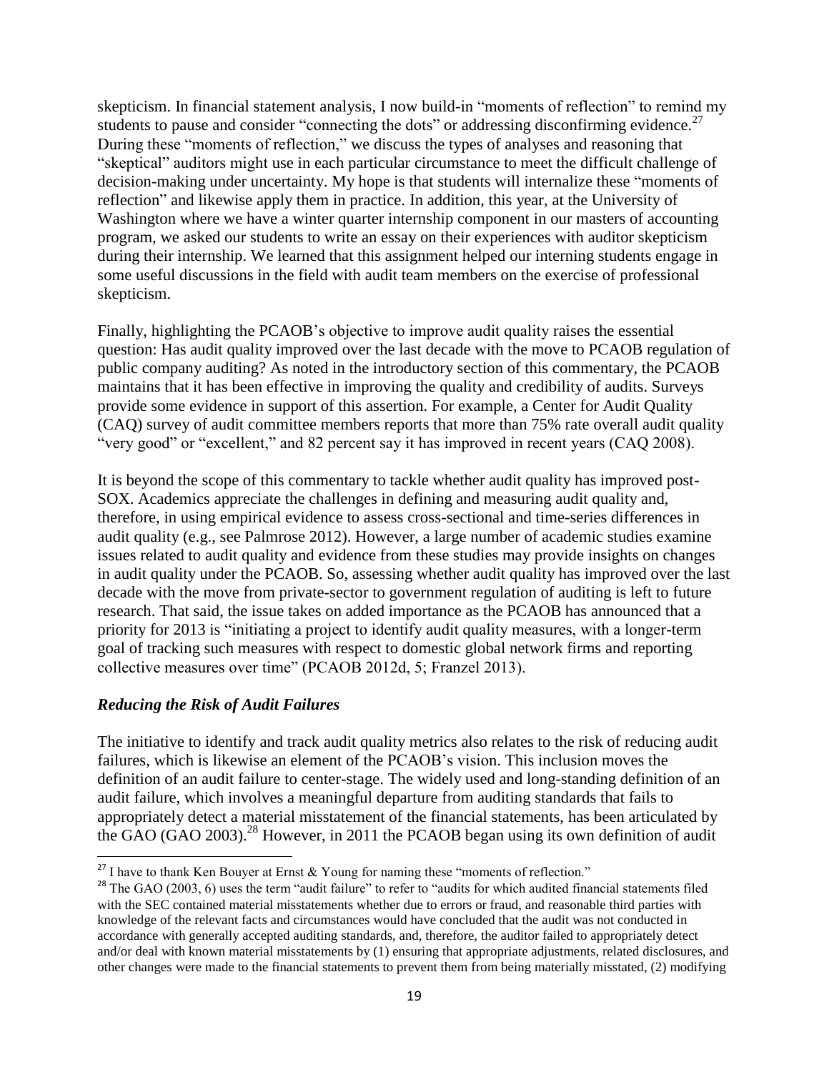skepticism. In financial statement analysis, I now build-in "moments of reflection" to remind my students to pause and consider "connecting the dots" or addressing disconfirming evidence.[27] During these "moments of reflection," we discuss the types of analyses and reasoning that "skeptical" auditors might use in each particular circumstance to meet the difficult challenge of decision-making under uncertainty. My hope is that students will internalize these "moments of reflection" and likewise apply them in practice. In addition, this year, at the University of Washington where we have a winter quarter internship component in our masters of accounting program, we asked our students to write an essay on their experiences with auditor skepticism during their internship. We learned that this assignment helped our interning students engage in some useful discussions in the field with audit team members on the exercise of professional skepticism.

Finally, highlighting the PCAOB's objective to improve audit quality raises the essential question: Has audit quality improved over the last decade with the move to PCAOB regulation of public company auditing? As noted in the introductory section of this commentary, the PCAOB maintains that it has been effective in improving the quality and credibility of audits. Surveys provide some evidence in support of this assertion. For example, a Center for Audit Quality (CAQ) survey of audit committee members reports that more than 75% rate overall audit quality "very good" or "excellent," and 82 percent say it has improved in recent years (CAQ 2008).

It is beyond the scope of this commentary to tackle whether audit quality has improved post-SOX. Academics appreciate the challenges in defining and measuring audit quality and, therefore, in using empirical evidence to assess cross-sectional and time-series differences in audit quality (e.g., see Palmrose 2012). However, a large number of academic studies examine issues related to audit quality and evidence from these studies may provide insights on changes in audit quality under the PCAOB. So, assessing whether audit quality has improved over the last decade with the move from private-sector to government regulation of auditing is left to future research. That said, the issue takes on added importance as the PCAOB has announced that a priority for 2013 is "initiating a project to identify audit quality measures, with a longer-term goal of tracking such measures with respect to domestic global network firms and reporting collective measures over time" (PCAOB 2012d, 5; Franzel 2013).

### *Reducing the Risk of Audit Failures*

The initiative to identify and track audit quality metrics also relates to the risk of reducing audit failures, which is likewise an element of the PCAOB's vision. This inclusion moves the definition of an audit failure to center-stage. The widely used and long-standing definition of an audit failure, which involves a meaningful departure from auditing standards that fails to appropriately detect a material misstatement of the financial statements, has been articulated by the GAO (GAO 2003).[28] However, in 2011 the PCAOB began using its own definition of audit

---

[27] I have to thank Ken Bouyer at Ernst & Young for naming these "moments of reflection."

[28] The GAO (2003, 6) uses the term "audit failure" to refer to "audits for which audited financial statements filed with the SEC contained material misstatements whether due to errors or fraud, and reasonable third parties with knowledge of the relevant facts and circumstances would have concluded that the audit was not conducted in accordance with generally accepted auditing standards, and, therefore, the auditor failed to appropriately detect and/or deal with known material misstatements by (1) ensuring that appropriate adjustments, related disclosures, and other changes were made to the financial statements to prevent them from being materially misstated, (2) modifying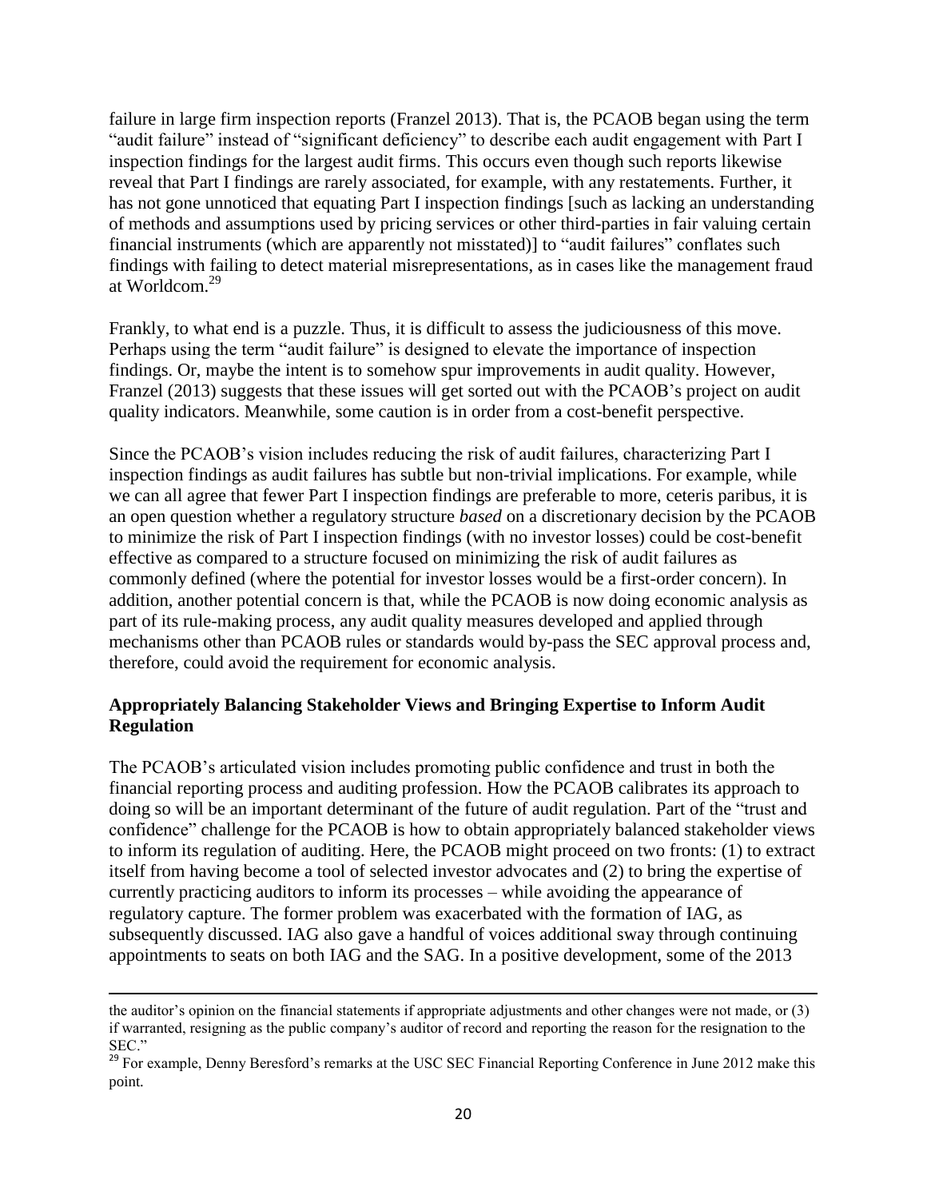failure in large firm inspection reports (Franzel 2013). That is, the PCAOB began using the term "audit failure" instead of "significant deficiency" to describe each audit engagement with Part I inspection findings for the largest audit firms. This occurs even though such reports likewise reveal that Part I findings are rarely associated, for example, with any restatements. Further, it has not gone unnoticed that equating Part I inspection findings [such as lacking an understanding of methods and assumptions used by pricing services or other third-parties in fair valuing certain financial instruments (which are apparently not misstated)] to "audit failures" conflates such findings with failing to detect material misrepresentations, as in cases like the management fraud at Worldcom.[29]

Frankly, to what end is a puzzle. Thus, it is difficult to assess the judiciousness of this move. Perhaps using the term "audit failure" is designed to elevate the importance of inspection findings. Or, maybe the intent is to somehow spur improvements in audit quality. However, Franzel (2013) suggests that these issues will get sorted out with the PCAOB's project on audit quality indicators. Meanwhile, some caution is in order from a cost-benefit perspective.

Since the PCAOB's vision includes reducing the risk of audit failures, characterizing Part I inspection findings as audit failures has subtle but non-trivial implications. For example, while we can all agree that fewer Part I inspection findings are preferable to more, ceteris paribus, it is an open question whether a regulatory structure *based* on a discretionary decision by the PCAOB to minimize the risk of Part I inspection findings (with no investor losses) could be cost-benefit effective as compared to a structure focused on minimizing the risk of audit failures as commonly defined (where the potential for investor losses would be a first-order concern). In addition, another potential concern is that, while the PCAOB is now doing economic analysis as part of its rule-making process, any audit quality measures developed and applied through mechanisms other than PCAOB rules or standards would by-pass the SEC approval process and, therefore, could avoid the requirement for economic analysis.

### Appropriately Balancing Stakeholder Views and Bringing Expertise to Inform Audit Regulation

The PCAOB's articulated vision includes promoting public confidence and trust in both the financial reporting process and auditing profession. How the PCAOB calibrates its approach to doing so will be an important determinant of the future of audit regulation. Part of the "trust and confidence" challenge for the PCAOB is how to obtain appropriately balanced stakeholder views to inform its regulation of auditing. Here, the PCAOB might proceed on two fronts: (1) to extract itself from having become a tool of selected investor advocates and (2) to bring the expertise of currently practicing auditors to inform its processes – while avoiding the appearance of regulatory capture. The former problem was exacerbated with the formation of IAG, as subsequently discussed. IAG also gave a handful of voices additional sway through continuing appointments to seats on both IAG and the SAG. In a positive development, some of the 2013

---

the auditor's opinion on the financial statements if appropriate adjustments and other changes were not made, or (3) if warranted, resigning as the public company's auditor of record and reporting the reason for the resignation to the SEC."

[29] For example, Denny Beresford's remarks at the USC SEC Financial Reporting Conference in June 2012 make this point.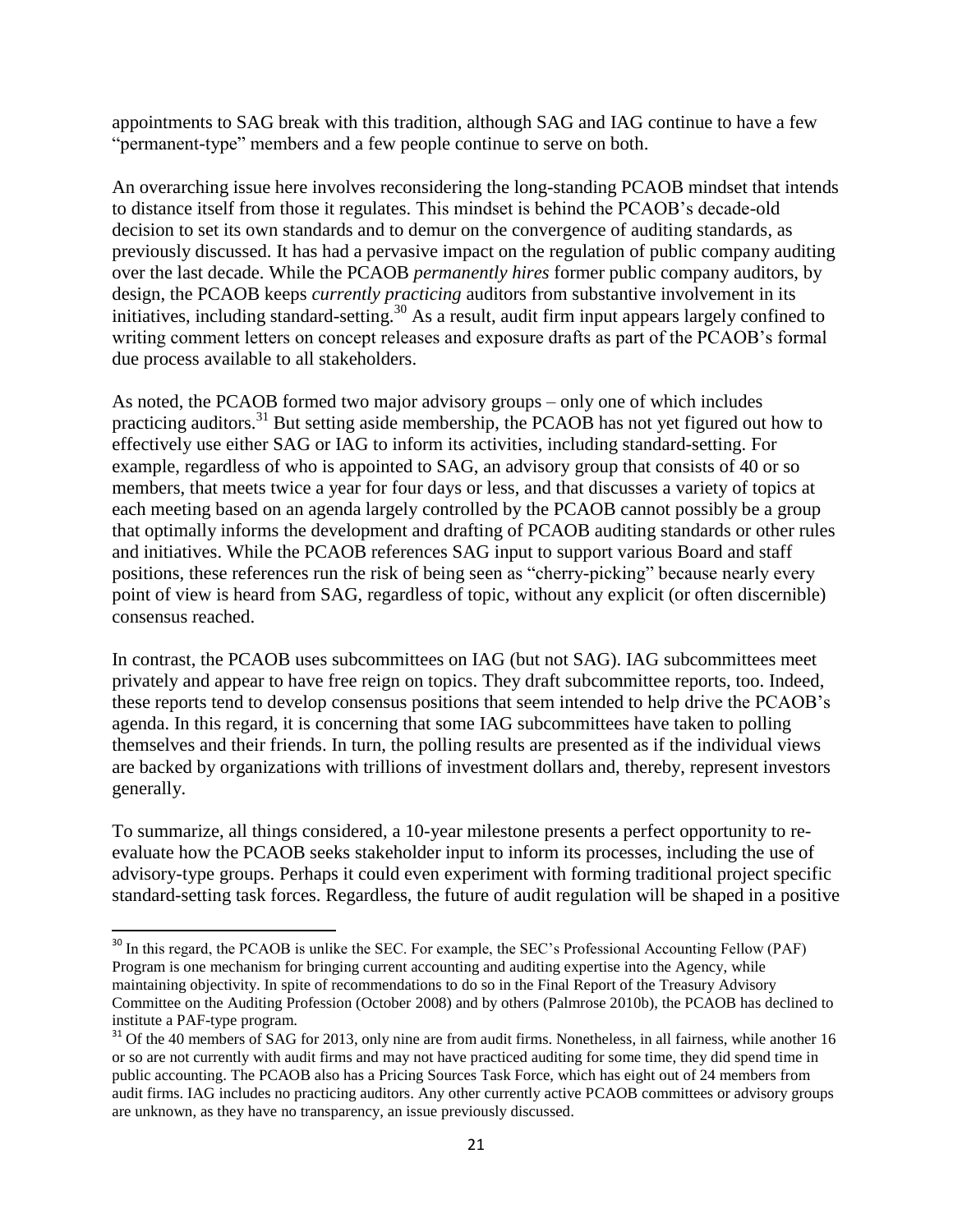appointments to SAG break with this tradition, although SAG and IAG continue to have a few "permanent-type" members and a few people continue to serve on both.

An overarching issue here involves reconsidering the long-standing PCAOB mindset that intends to distance itself from those it regulates. This mindset is behind the PCAOB's decade-old decision to set its own standards and to demur on the convergence of auditing standards, as previously discussed. It has had a pervasive impact on the regulation of public company auditing over the last decade. While the PCAOB *permanently hires* former public company auditors, by design, the PCAOB keeps *currently practicing* auditors from substantive involvement in its initiatives, including standard-setting.[30] As a result, audit firm input appears largely confined to writing comment letters on concept releases and exposure drafts as part of the PCAOB's formal due process available to all stakeholders.

As noted, the PCAOB formed two major advisory groups – only one of which includes practicing auditors.[31] But setting aside membership, the PCAOB has not yet figured out how to effectively use either SAG or IAG to inform its activities, including standard-setting. For example, regardless of who is appointed to SAG, an advisory group that consists of 40 or so members, that meets twice a year for four days or less, and that discusses a variety of topics at each meeting based on an agenda largely controlled by the PCAOB cannot possibly be a group that optimally informs the development and drafting of PCAOB auditing standards or other rules and initiatives. While the PCAOB references SAG input to support various Board and staff positions, these references run the risk of being seen as "cherry-picking" because nearly every point of view is heard from SAG, regardless of topic, without any explicit (or often discernible) consensus reached.

In contrast, the PCAOB uses subcommittees on IAG (but not SAG). IAG subcommittees meet privately and appear to have free reign on topics. They draft subcommittee reports, too. Indeed, these reports tend to develop consensus positions that seem intended to help drive the PCAOB's agenda. In this regard, it is concerning that some IAG subcommittees have taken to polling themselves and their friends. In turn, the polling results are presented as if the individual views are backed by organizations with trillions of investment dollars and, thereby, represent investors generally.

To summarize, all things considered, a 10-year milestone presents a perfect opportunity to re-evaluate how the PCAOB seeks stakeholder input to inform its processes, including the use of advisory-type groups. Perhaps it could even experiment with forming traditional project specific standard-setting task forces. Regardless, the future of audit regulation will be shaped in a positive

[30] In this regard, the PCAOB is unlike the SEC. For example, the SEC's Professional Accounting Fellow (PAF) Program is one mechanism for bringing current accounting and auditing expertise into the Agency, while maintaining objectivity. In spite of recommendations to do so in the Final Report of the Treasury Advisory Committee on the Auditing Profession (October 2008) and by others (Palmrose 2010b), the PCAOB has declined to institute a PAF-type program.

[31] Of the 40 members of SAG for 2013, only nine are from audit firms. Nonetheless, in all fairness, while another 16 or so are not currently with audit firms and may not have practiced auditing for some time, they did spend time in public accounting. The PCAOB also has a Pricing Sources Task Force, which has eight out of 24 members from audit firms. IAG includes no practicing auditors. Any other currently active PCAOB committees or advisory groups are unknown, as they have no transparency, an issue previously discussed.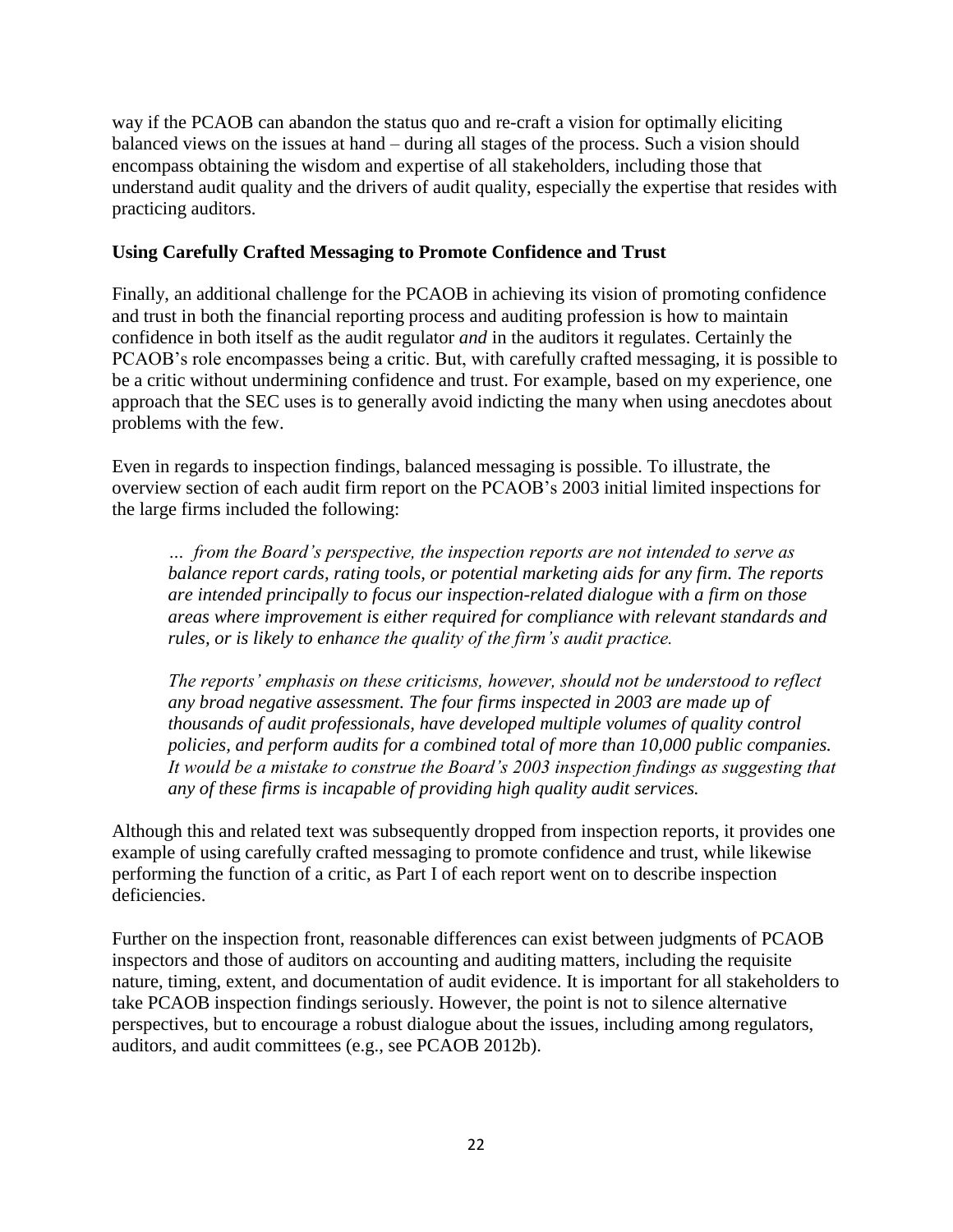way if the PCAOB can abandon the status quo and re-craft a vision for optimally eliciting balanced views on the issues at hand – during all stages of the process. Such a vision should encompass obtaining the wisdom and expertise of all stakeholders, including those that understand audit quality and the drivers of audit quality, especially the expertise that resides with practicing auditors.

**Using Carefully Crafted Messaging to Promote Confidence and Trust**

Finally, an additional challenge for the PCAOB in achieving its vision of promoting confidence and trust in both the financial reporting process and auditing profession is how to maintain confidence in both itself as the audit regulator *and* in the auditors it regulates. Certainly the PCAOB's role encompasses being a critic. But, with carefully crafted messaging, it is possible to be a critic without undermining confidence and trust. For example, based on my experience, one approach that the SEC uses is to generally avoid indicting the many when using anecdotes about problems with the few.

Even in regards to inspection findings, balanced messaging is possible. To illustrate, the overview section of each audit firm report on the PCAOB's 2003 initial limited inspections for the large firms included the following:

> *… from the Board's perspective, the inspection reports are not intended to serve as balance report cards, rating tools, or potential marketing aids for any firm. The reports are intended principally to focus our inspection-related dialogue with a firm on those areas where improvement is either required for compliance with relevant standards and rules, or is likely to enhance the quality of the firm's audit practice.*
>
> *The reports' emphasis on these criticisms, however, should not be understood to reflect any broad negative assessment. The four firms inspected in 2003 are made up of thousands of audit professionals, have developed multiple volumes of quality control policies, and perform audits for a combined total of more than 10,000 public companies. It would be a mistake to construe the Board's 2003 inspection findings as suggesting that any of these firms is incapable of providing high quality audit services.*

Although this and related text was subsequently dropped from inspection reports, it provides one example of using carefully crafted messaging to promote confidence and trust, while likewise performing the function of a critic, as Part I of each report went on to describe inspection deficiencies.

Further on the inspection front, reasonable differences can exist between judgments of PCAOB inspectors and those of auditors on accounting and auditing matters, including the requisite nature, timing, extent, and documentation of audit evidence. It is important for all stakeholders to take PCAOB inspection findings seriously. However, the point is not to silence alternative perspectives, but to encourage a robust dialogue about the issues, including among regulators, auditors, and audit committees (e.g., see PCAOB 2012b).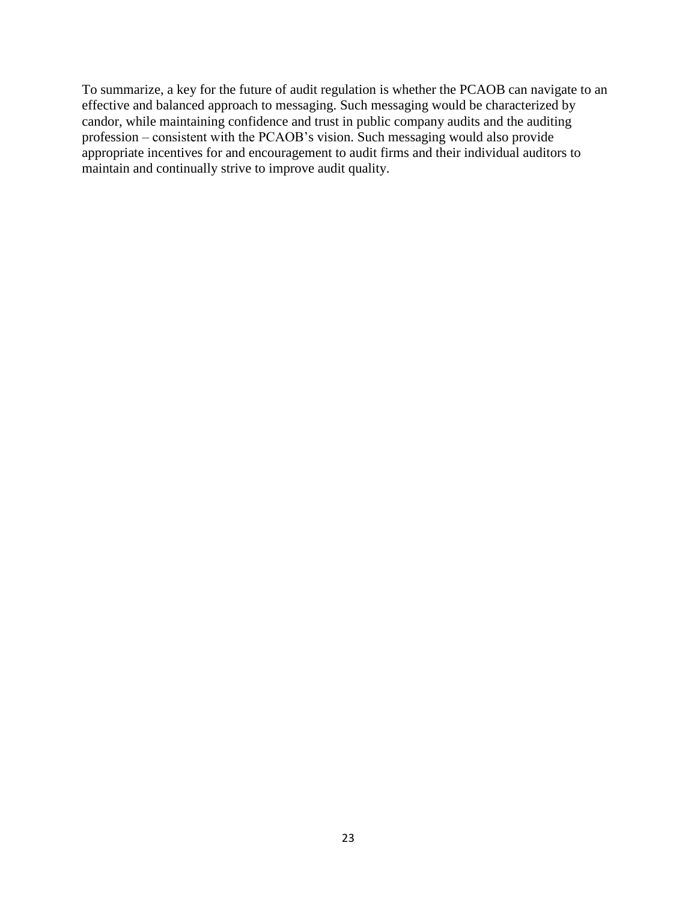To summarize, a key for the future of audit regulation is whether the PCAOB can navigate to an effective and balanced approach to messaging. Such messaging would be characterized by candor, while maintaining confidence and trust in public company audits and the auditing profession – consistent with the PCAOB's vision. Such messaging would also provide appropriate incentives for and encouragement to audit firms and their individual auditors to maintain and continually strive to improve audit quality.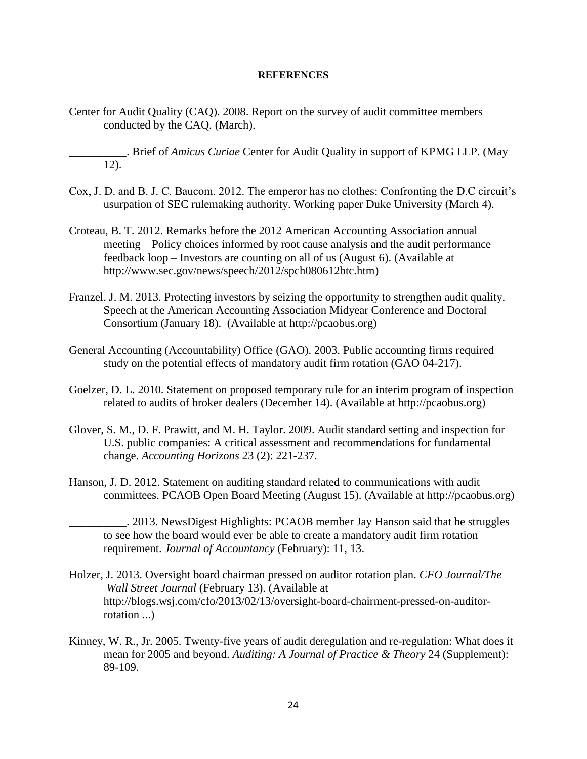**REFERENCES**

Center for Audit Quality (CAQ). 2008. Report on the survey of audit committee members conducted by the CAQ. (March).

__________. Brief of *Amicus Curiae* Center for Audit Quality in support of KPMG LLP. (May 12).

Cox, J. D. and B. J. C. Baucom. 2012. The emperor has no clothes: Confronting the D.C circuit's usurpation of SEC rulemaking authority. Working paper Duke University (March 4).

Croteau, B. T. 2012. Remarks before the 2012 American Accounting Association annual meeting – Policy choices informed by root cause analysis and the audit performance feedback loop – Investors are counting on all of us (August 6). (Available at http://www.sec.gov/news/speech/2012/spch080612btc.htm)

Franzel. J. M. 2013. Protecting investors by seizing the opportunity to strengthen audit quality. Speech at the American Accounting Association Midyear Conference and Doctoral Consortium (January 18). (Available at http://pcaobus.org)

General Accounting (Accountability) Office (GAO). 2003. Public accounting firms required study on the potential effects of mandatory audit firm rotation (GAO 04-217).

Goelzer, D. L. 2010. Statement on proposed temporary rule for an interim program of inspection related to audits of broker dealers (December 14). (Available at http://pcaobus.org)

Glover, S. M., D. F. Prawitt, and M. H. Taylor. 2009. Audit standard setting and inspection for U.S. public companies: A critical assessment and recommendations for fundamental change. *Accounting Horizons* 23 (2): 221-237.

Hanson, J. D. 2012. Statement on auditing standard related to communications with audit committees. PCAOB Open Board Meeting (August 15). (Available at http://pcaobus.org)

__________. 2013. NewsDigest Highlights: PCAOB member Jay Hanson said that he struggles to see how the board would ever be able to create a mandatory audit firm rotation requirement. *Journal of Accountancy* (February): 11, 13.

Holzer, J. 2013. Oversight board chairman pressed on auditor rotation plan. *CFO Journal/The Wall Street Journal* (February 13). (Available at http://blogs.wsj.com/cfo/2013/02/13/oversight-board-chairment-pressed-on-auditor-rotation ...)

Kinney, W. R., Jr. 2005. Twenty-five years of audit deregulation and re-regulation: What does it mean for 2005 and beyond. *Auditing: A Journal of Practice & Theory* 24 (Supplement): 89-109.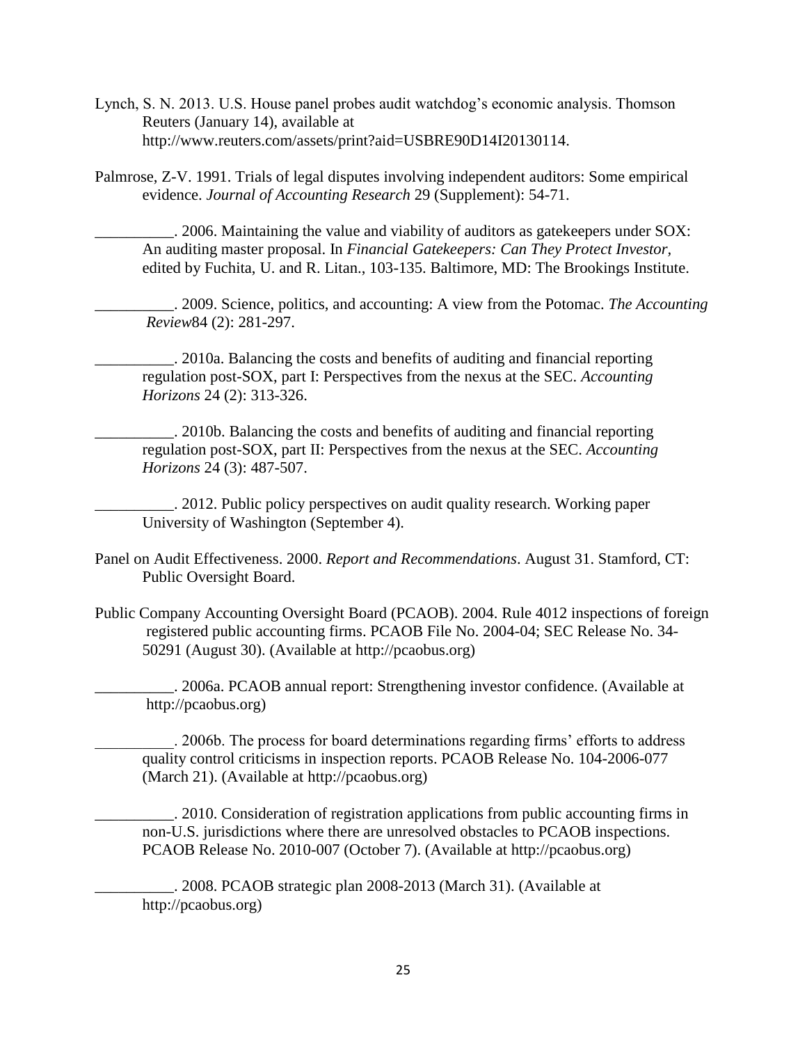Lynch, S. N. 2013. U.S. House panel probes audit watchdog's economic analysis. Thomson Reuters (January 14), available at http://www.reuters.com/assets/print?aid=USBRE90D14I20130114.

Palmrose, Z-V. 1991. Trials of legal disputes involving independent auditors: Some empirical evidence. *Journal of Accounting Research* 29 (Supplement): 54-71.

__________. 2006. Maintaining the value and viability of auditors as gatekeepers under SOX: An auditing master proposal. In *Financial Gatekeepers: Can They Protect Investor*, edited by Fuchita, U. and R. Litan., 103-135. Baltimore, MD: The Brookings Institute.

__________. 2009. Science, politics, and accounting: A view from the Potomac. *The Accounting Review*84 (2): 281-297.

__________. 2010a. Balancing the costs and benefits of auditing and financial reporting regulation post-SOX, part I: Perspectives from the nexus at the SEC. *Accounting Horizons* 24 (2): 313-326.

__________. 2010b. Balancing the costs and benefits of auditing and financial reporting regulation post-SOX, part II: Perspectives from the nexus at the SEC. *Accounting Horizons* 24 (3): 487-507.

__________. 2012. Public policy perspectives on audit quality research. Working paper University of Washington (September 4).

Panel on Audit Effectiveness. 2000. *Report and Recommendations*. August 31. Stamford, CT: Public Oversight Board.

Public Company Accounting Oversight Board (PCAOB). 2004. Rule 4012 inspections of foreign registered public accounting firms. PCAOB File No. 2004-04; SEC Release No. 34-50291 (August 30). (Available at http://pcaobus.org)

__________. 2006a. PCAOB annual report: Strengthening investor confidence. (Available at http://pcaobus.org)

__________. 2006b. The process for board determinations regarding firms' efforts to address quality control criticisms in inspection reports. PCAOB Release No. 104-2006-077 (March 21). (Available at http://pcaobus.org)

__________. 2010. Consideration of registration applications from public accounting firms in non-U.S. jurisdictions where there are unresolved obstacles to PCAOB inspections. PCAOB Release No. 2010-007 (October 7). (Available at http://pcaobus.org)

__________. 2008. PCAOB strategic plan 2008-2013 (March 31). (Available at http://pcaobus.org)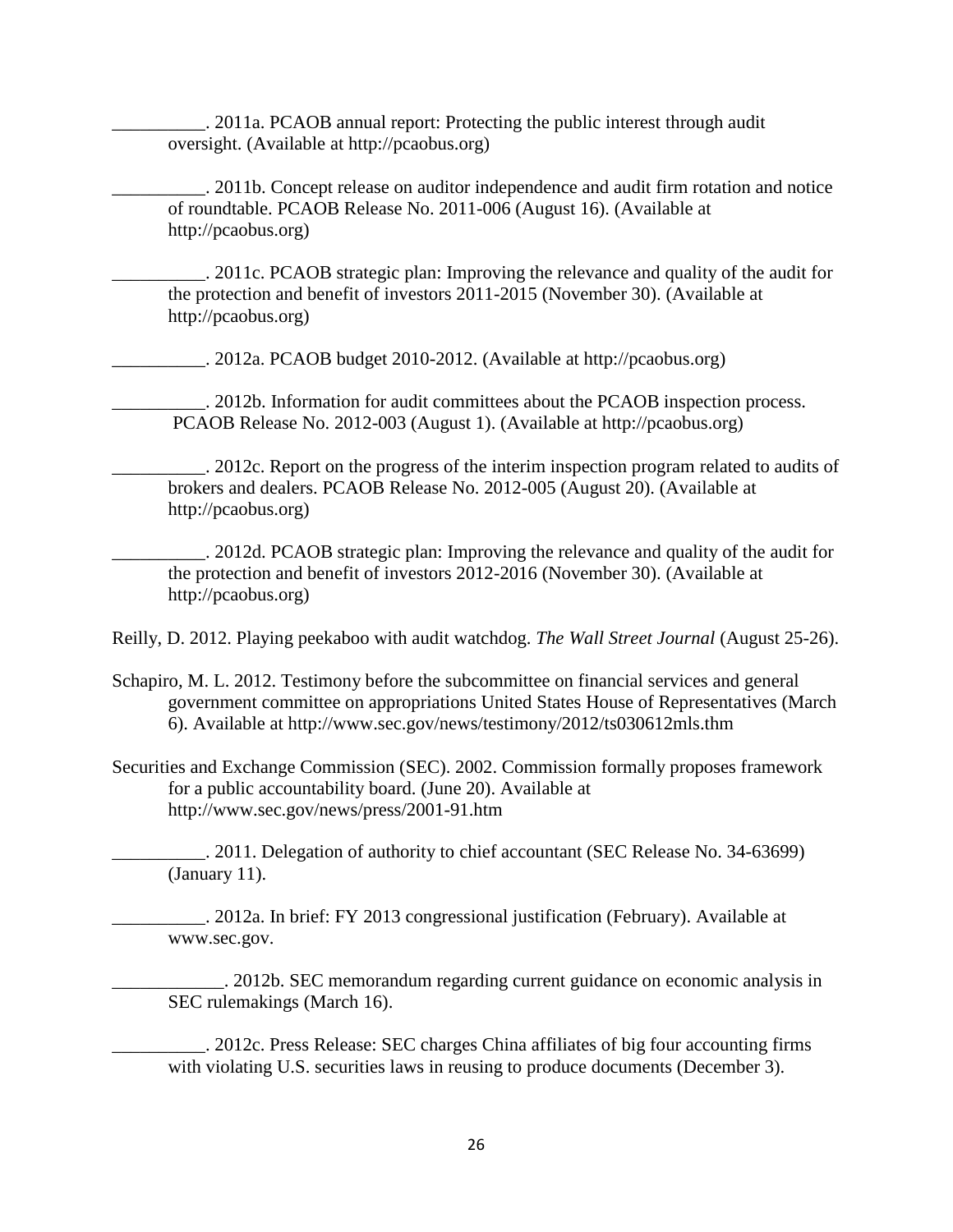__________. 2011a. PCAOB annual report: Protecting the public interest through audit oversight. (Available at http://pcaobus.org)

__________. 2011b. Concept release on auditor independence and audit firm rotation and notice of roundtable. PCAOB Release No. 2011-006 (August 16). (Available at http://pcaobus.org)

__________. 2011c. PCAOB strategic plan: Improving the relevance and quality of the audit for the protection and benefit of investors 2011-2015 (November 30). (Available at http://pcaobus.org)

__________. 2012a. PCAOB budget 2010-2012. (Available at http://pcaobus.org)

__________. 2012b. Information for audit committees about the PCAOB inspection process. PCAOB Release No. 2012-003 (August 1). (Available at http://pcaobus.org)

__________. 2012c. Report on the progress of the interim inspection program related to audits of brokers and dealers. PCAOB Release No. 2012-005 (August 20). (Available at http://pcaobus.org)

__________. 2012d. PCAOB strategic plan: Improving the relevance and quality of the audit for the protection and benefit of investors 2012-2016 (November 30). (Available at http://pcaobus.org)

Reilly, D. 2012. Playing peekaboo with audit watchdog. *The Wall Street Journal* (August 25-26).

Schapiro, M. L. 2012. Testimony before the subcommittee on financial services and general government committee on appropriations United States House of Representatives (March 6). Available at http://www.sec.gov/news/testimony/2012/ts030612mls.thm

Securities and Exchange Commission (SEC). 2002. Commission formally proposes framework for a public accountability board. (June 20). Available at http://www.sec.gov/news/press/2001-91.htm

__________. 2011. Delegation of authority to chief accountant (SEC Release No. 34-63699) (January 11).

__________. 2012a. In brief: FY 2013 congressional justification (February). Available at www.sec.gov.

____________. 2012b. SEC memorandum regarding current guidance on economic analysis in SEC rulemakings (March 16).

__________. 2012c. Press Release: SEC charges China affiliates of big four accounting firms with violating U.S. securities laws in reusing to produce documents (December 3).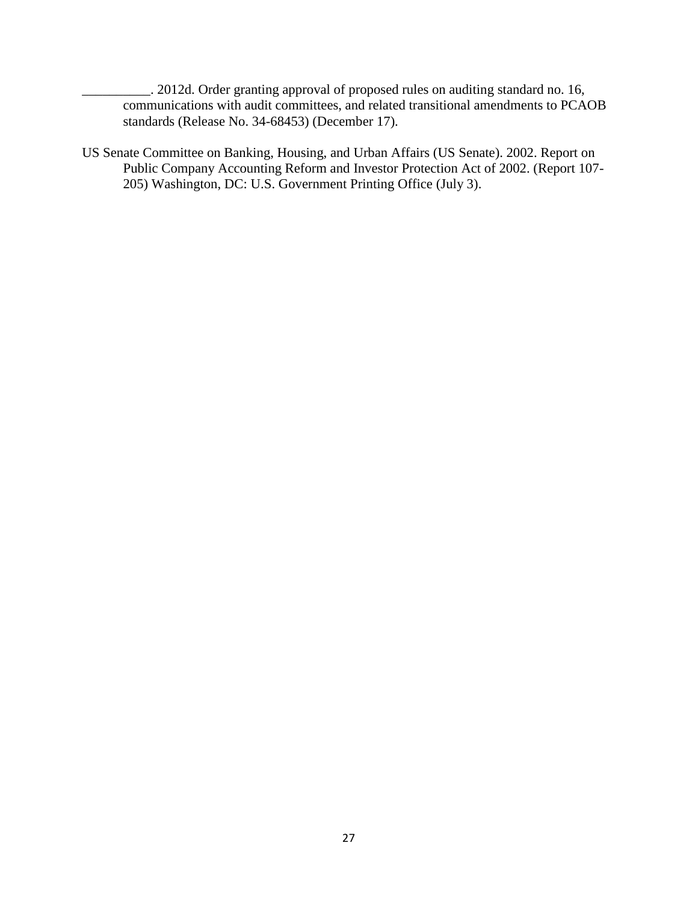__________. 2012d. Order granting approval of proposed rules on auditing standard no. 16, communications with audit committees, and related transitional amendments to PCAOB standards (Release No. 34-68453) (December 17).

US Senate Committee on Banking, Housing, and Urban Affairs (US Senate). 2002. Report on Public Company Accounting Reform and Investor Protection Act of 2002. (Report 107-205) Washington, DC: U.S. Government Printing Office (July 3).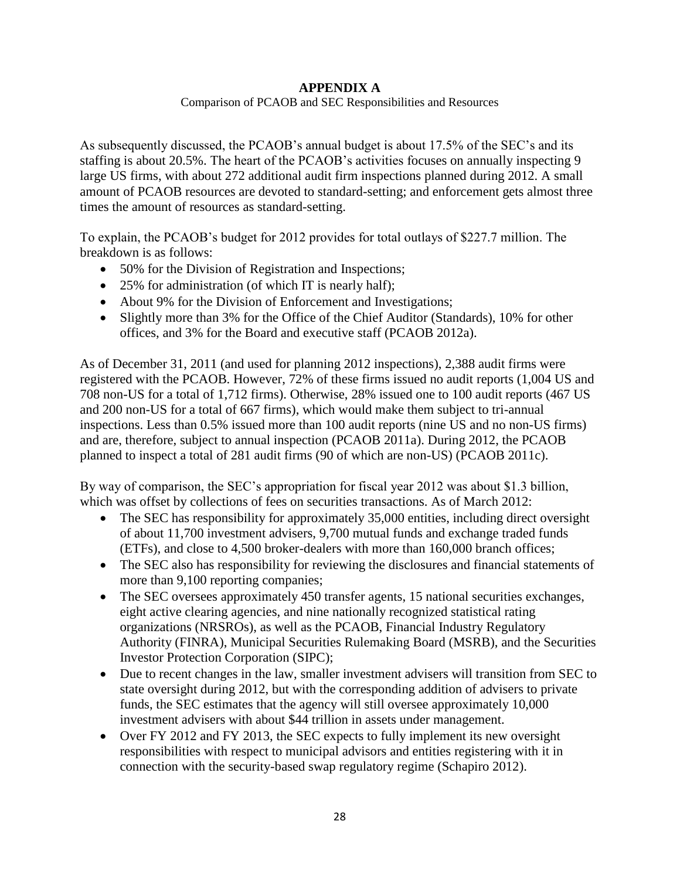## APPENDIX A

Comparison of PCAOB and SEC Responsibilities and Resources

As subsequently discussed, the PCAOB's annual budget is about 17.5% of the SEC's and its staffing is about 20.5%. The heart of the PCAOB's activities focuses on annually inspecting 9 large US firms, with about 272 additional audit firm inspections planned during 2012. A small amount of PCAOB resources are devoted to standard-setting; and enforcement gets almost three times the amount of resources as standard-setting.

To explain, the PCAOB's budget for 2012 provides for total outlays of $227.7 million. The breakdown is as follows:

- 50% for the Division of Registration and Inspections;
- 25% for administration (of which IT is nearly half);
- About 9% for the Division of Enforcement and Investigations;
- Slightly more than 3% for the Office of the Chief Auditor (Standards), 10% for other offices, and 3% for the Board and executive staff (PCAOB 2012a).

As of December 31, 2011 (and used for planning 2012 inspections), 2,388 audit firms were registered with the PCAOB. However, 72% of these firms issued no audit reports (1,004 US and 708 non-US for a total of 1,712 firms). Otherwise, 28% issued one to 100 audit reports (467 US and 200 non-US for a total of 667 firms), which would make them subject to tri-annual inspections. Less than 0.5% issued more than 100 audit reports (nine US and no non-US firms) and are, therefore, subject to annual inspection (PCAOB 2011a). During 2012, the PCAOB planned to inspect a total of 281 audit firms (90 of which are non-US) (PCAOB 2011c).

By way of comparison, the SEC's appropriation for fiscal year 2012 was about $1.3 billion, which was offset by collections of fees on securities transactions. As of March 2012:

- The SEC has responsibility for approximately 35,000 entities, including direct oversight of about 11,700 investment advisers, 9,700 mutual funds and exchange traded funds (ETFs), and close to 4,500 broker-dealers with more than 160,000 branch offices;
- The SEC also has responsibility for reviewing the disclosures and financial statements of more than 9,100 reporting companies;
- The SEC oversees approximately 450 transfer agents, 15 national securities exchanges, eight active clearing agencies, and nine nationally recognized statistical rating organizations (NRSROs), as well as the PCAOB, Financial Industry Regulatory Authority (FINRA), Municipal Securities Rulemaking Board (MSRB), and the Securities Investor Protection Corporation (SIPC);
- Due to recent changes in the law, smaller investment advisers will transition from SEC to state oversight during 2012, but with the corresponding addition of advisers to private funds, the SEC estimates that the agency will still oversee approximately 10,000 investment advisers with about $44 trillion in assets under management.
- Over FY 2012 and FY 2013, the SEC expects to fully implement its new oversight responsibilities with respect to municipal advisors and entities registering with it in connection with the security-based swap regulatory regime (Schapiro 2012).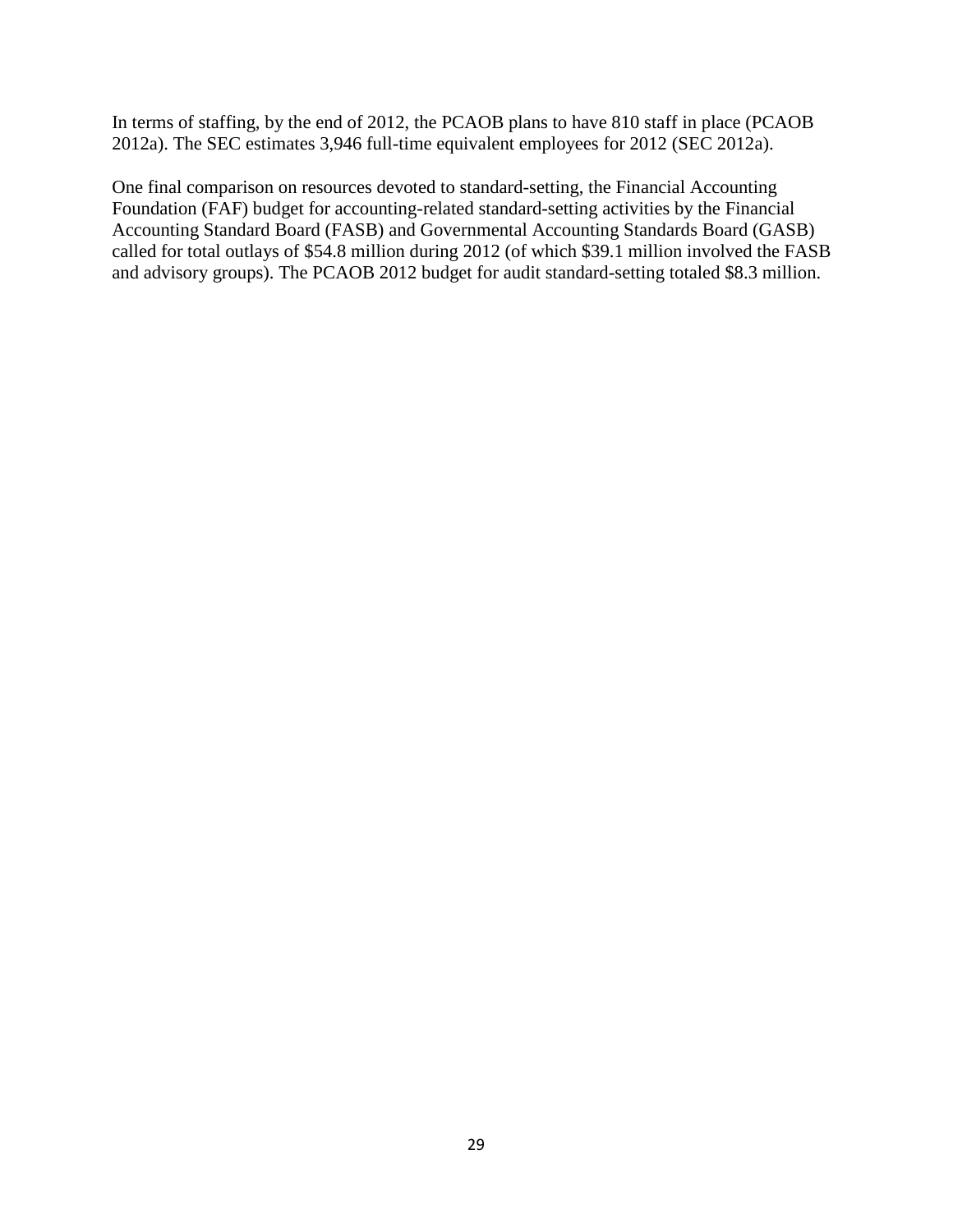In terms of staffing, by the end of 2012, the PCAOB plans to have 810 staff in place (PCAOB 2012a). The SEC estimates 3,946 full-time equivalent employees for 2012 (SEC 2012a).

One final comparison on resources devoted to standard-setting, the Financial Accounting Foundation (FAF) budget for accounting-related standard-setting activities by the Financial Accounting Standard Board (FASB) and Governmental Accounting Standards Board (GASB) called for total outlays of $54.8 million during 2012 (of which $39.1 million involved the FASB and advisory groups). The PCAOB 2012 budget for audit standard-setting totaled $8.3 million.